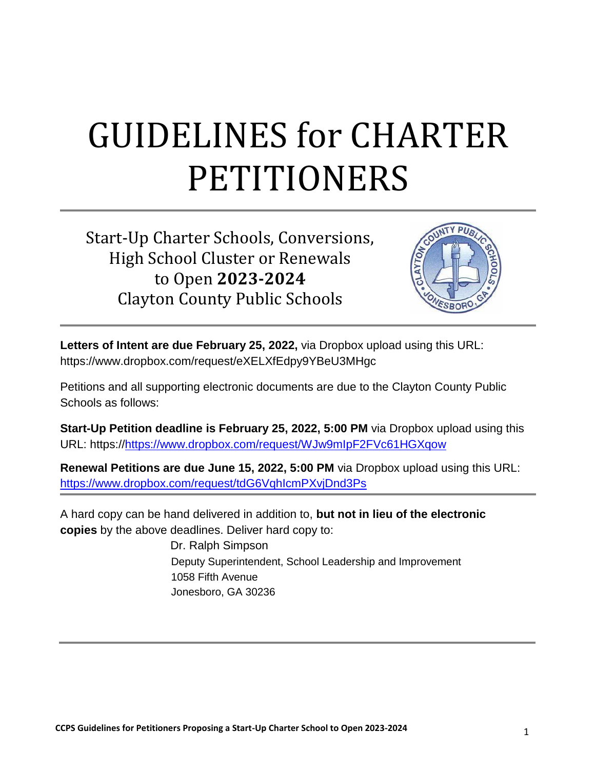# GUIDELINES for CHARTER PETITIONERS

Start-Up Charter Schools, Conversions, High School Cluster or Renewals to Open **2023-2024**
Clayton County Public Schools

**Letters of Intent are due February 25, 2022,** via Dropbox upload using this URL: https://www.dropbox.com/request/eXELXfEdpy9YBeU3MHgc

Petitions and all supporting electronic documents are due to the Clayton County Public Schools as follows:

**Start-Up Petition deadline is February 25, 2022, 5:00 PM** via Dropbox upload using this URL: https://https://www.dropbox.com/request/WJw9mIpF2FVc61HGXqow

**Renewal Petitions are due June 15, 2022, 5:00 PM** via Dropbox upload using this URL: https://www.dropbox.com/request/tdG6VqhIcmPXvjDnd3Ps

A hard copy can be hand delivered in addition to, **but not in lieu of the electronic copies** by the above deadlines. Deliver hard copy to:

Dr. Ralph Simpson
Deputy Superintendent, School Leadership and Improvement
1058 Fifth Avenue
Jonesboro, GA 30236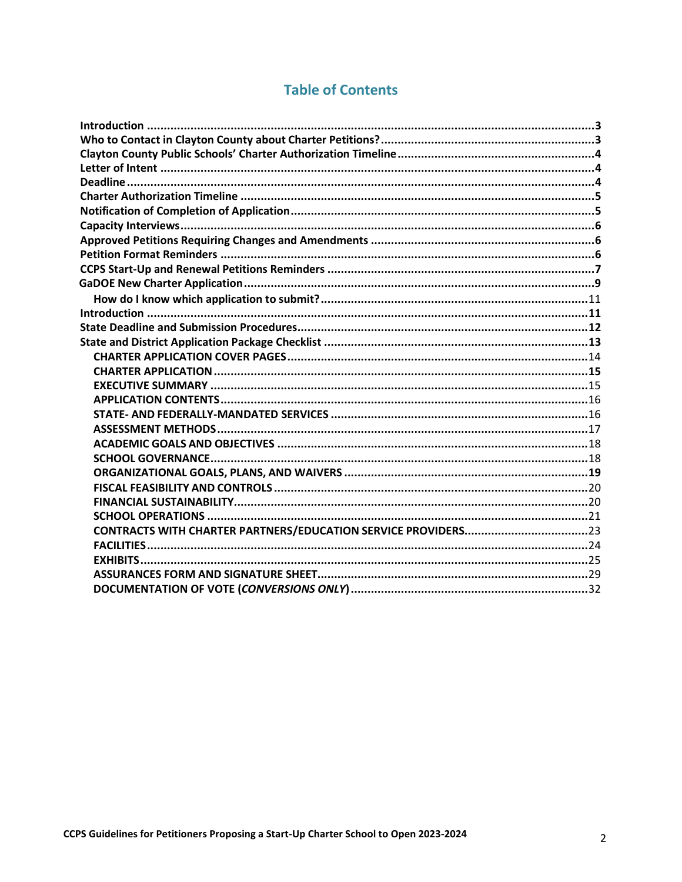# Table of Contents

- **Introduction** ..... 3
- **Who to Contact in Clayton County about Charter Petitions?** ..... 3
- **Clayton County Public Schools' Charter Authorization Timeline** ..... 4
- **Letter of Intent** ..... 4
- **Deadline** ..... 4
- **Charter Authorization Timeline** ..... 5
- **Notification of Completion of Application** ..... 5
- **Capacity Interviews** ..... 6
- **Approved Petitions Requiring Changes and Amendments** ..... 6
- **Petition Format Reminders** ..... 6
- **CCPS Start-Up and Renewal Petitions Reminders** ..... 7
- **GaDOE New Charter Application** ..... 9
  - **How do I know which application to submit?** ..... 11
- **Introduction** ..... 11
- **State Deadline and Submission Procedures** ..... 12
- **State and District Application Package Checklist** ..... 13
  - **CHARTER APPLICATION COVER PAGES** ..... 14
  - **CHARTER APPLICATION** ..... 15
  - **EXECUTIVE SUMMARY** ..... 15
  - **APPLICATION CONTENTS** ..... 16
  - **STATE- AND FEDERALLY-MANDATED SERVICES** ..... 16
  - **ASSESSMENT METHODS** ..... 17
  - **ACADEMIC GOALS AND OBJECTIVES** ..... 18
  - **SCHOOL GOVERNANCE** ..... 18
  - **ORGANIZATIONAL GOALS, PLANS, AND WAIVERS** ..... 19
  - **FISCAL FEASIBILITY AND CONTROLS** ..... 20
  - **FINANCIAL SUSTAINABILITY** ..... 20
  - **SCHOOL OPERATIONS** ..... 21
  - **CONTRACTS WITH CHARTER PARTNERS/EDUCATION SERVICE PROVIDERS** ..... 23
  - **FACILITIES** ..... 24
  - **EXHIBITS** ..... 25
  - **ASSURANCES FORM AND SIGNATURE SHEET** ..... 29
  - **DOCUMENTATION OF VOTE (*CONVERSIONS ONLY*)** ..... 32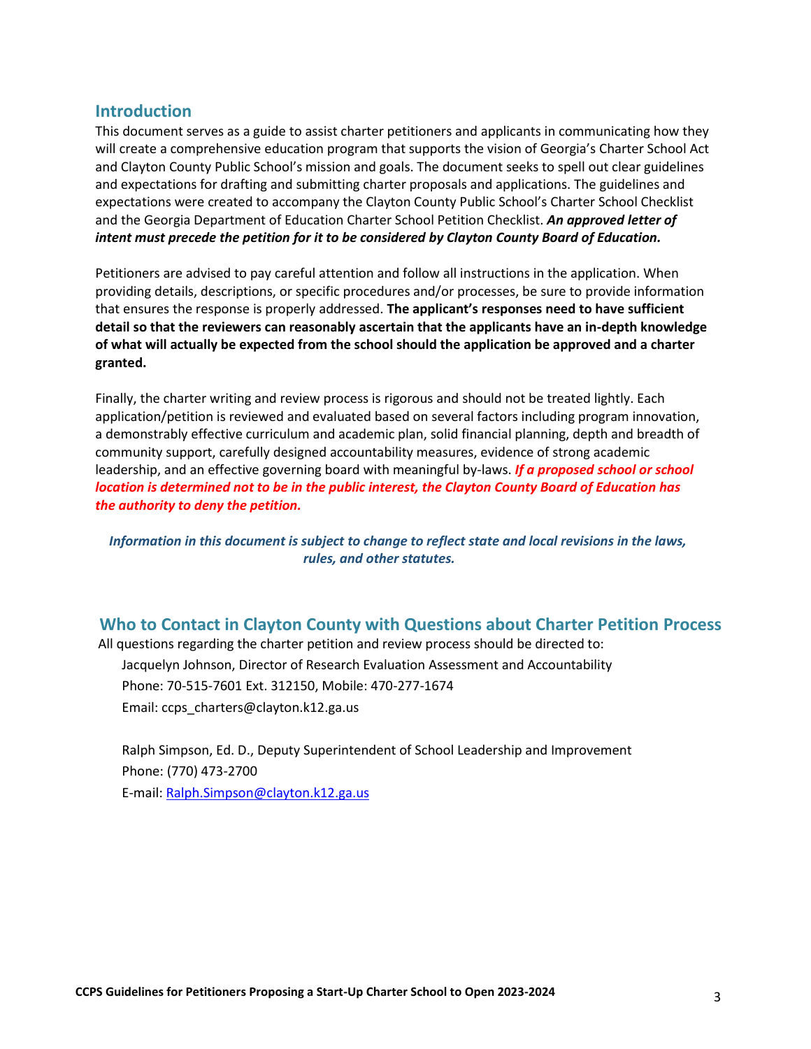## Introduction

This document serves as a guide to assist charter petitioners and applicants in communicating how they will create a comprehensive education program that supports the vision of Georgia's Charter School Act and Clayton County Public School's mission and goals. The document seeks to spell out clear guidelines and expectations for drafting and submitting charter proposals and applications. The guidelines and expectations were created to accompany the Clayton County Public School's Charter School Checklist and the Georgia Department of Education Charter School Petition Checklist. ***An approved letter of intent must precede the petition for it to be considered by Clayton County Board of Education.***

Petitioners are advised to pay careful attention and follow all instructions in the application. When providing details, descriptions, or specific procedures and/or processes, be sure to provide information that ensures the response is properly addressed. **The applicant's responses need to have sufficient detail so that the reviewers can reasonably ascertain that the applicants have an in-depth knowledge of what will actually be expected from the school should the application be approved and a charter granted.**

Finally, the charter writing and review process is rigorous and should not be treated lightly. Each application/petition is reviewed and evaluated based on several factors including program innovation, a demonstrably effective curriculum and academic plan, solid financial planning, depth and breadth of community support, carefully designed accountability measures, evidence of strong academic leadership, and an effective governing board with meaningful by-laws. ***If a proposed school or school location is determined not to be in the public interest, the Clayton County Board of Education has the authority to deny the petition.***

***Information in this document is subject to change to reflect state and local revisions in the laws, rules, and other statutes.***

## Who to Contact in Clayton County with Questions about Charter Petition Process

All questions regarding the charter petition and review process should be directed to:

Jacquelyn Johnson, Director of Research Evaluation Assessment and Accountability
Phone: 70-515-7601 Ext. 312150, Mobile: 470-277-1674
Email: ccps_charters@clayton.k12.ga.us

Ralph Simpson, Ed. D., Deputy Superintendent of School Leadership and Improvement
Phone: (770) 473-2700
E-mail: Ralph.Simpson@clayton.k12.ga.us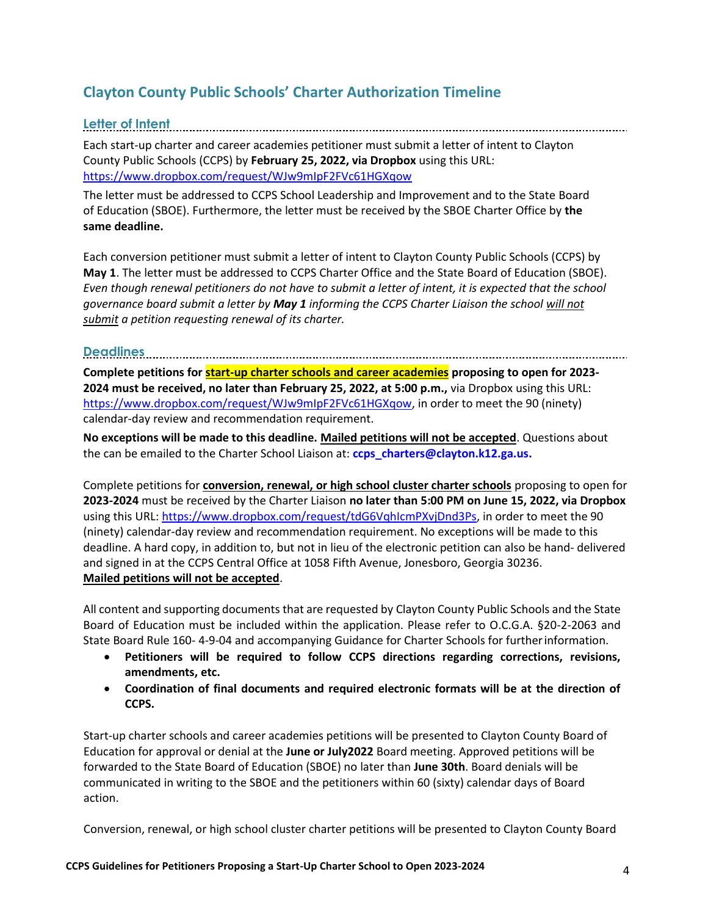## Clayton County Public Schools' Charter Authorization Timeline

### Letter of Intent

Each start-up charter and career academies petitioner must submit a letter of intent to Clayton County Public Schools (CCPS) by **February 25, 2022, via Dropbox** using this URL: https://www.dropbox.com/request/WJw9mIpF2FVc61HGXqow

The letter must be addressed to CCPS School Leadership and Improvement and to the State Board of Education (SBOE). Furthermore, the letter must be received by the SBOE Charter Office by **the same deadline.**

Each conversion petitioner must submit a letter of intent to Clayton County Public Schools (CCPS) by **May 1**. The letter must be addressed to CCPS Charter Office and the State Board of Education (SBOE). *Even though renewal petitioners do not have to submit a letter of intent, it is expected that the school governance board submit a letter by **May 1** informing the CCPS Charter Liaison the school will not submit a petition requesting renewal of its charter.*

### Deadlines

**Complete petitions for start-up charter schools and career academies proposing to open for 2023-2024 must be received, no later than February 25, 2022, at 5:00 p.m.,** via Dropbox using this URL: https://www.dropbox.com/request/WJw9mIpF2FVc61HGXqow, in order to meet the 90 (ninety) calendar-day review and recommendation requirement.

**No exceptions will be made to this deadline. Mailed petitions will not be accepted**. Questions about the can be emailed to the Charter School Liaison at: **ccps_charters@clayton.k12.ga.us.**

Complete petitions for **conversion, renewal, or high school cluster charter schools** proposing to open for **2023-2024** must be received by the Charter Liaison **no later than 5:00 PM on June 15, 2022, via Dropbox** using this URL: https://www.dropbox.com/request/tdG6VqhIcmPXvjDnd3Ps, in order to meet the 90 (ninety) calendar-day review and recommendation requirement. No exceptions will be made to this deadline. A hard copy, in addition to, but not in lieu of the electronic petition can also be hand- delivered and signed in at the CCPS Central Office at 1058 Fifth Avenue, Jonesboro, Georgia 30236.
**Mailed petitions will not be accepted**.

All content and supporting documents that are requested by Clayton County Public Schools and the State Board of Education must be included within the application. Please refer to O.C.G.A. §20-2-2063 and State Board Rule 160- 4-9-04 and accompanying Guidance for Charter Schools for further information.

- **Petitioners will be required to follow CCPS directions regarding corrections, revisions, amendments, etc.**
- **Coordination of final documents and required electronic formats will be at the direction of CCPS.**

Start-up charter schools and career academies petitions will be presented to Clayton County Board of Education for approval or denial at the **June or July2022** Board meeting. Approved petitions will be forwarded to the State Board of Education (SBOE) no later than **June 30th**. Board denials will be communicated in writing to the SBOE and the petitioners within 60 (sixty) calendar days of Board action.

Conversion, renewal, or high school cluster charter petitions will be presented to Clayton County Board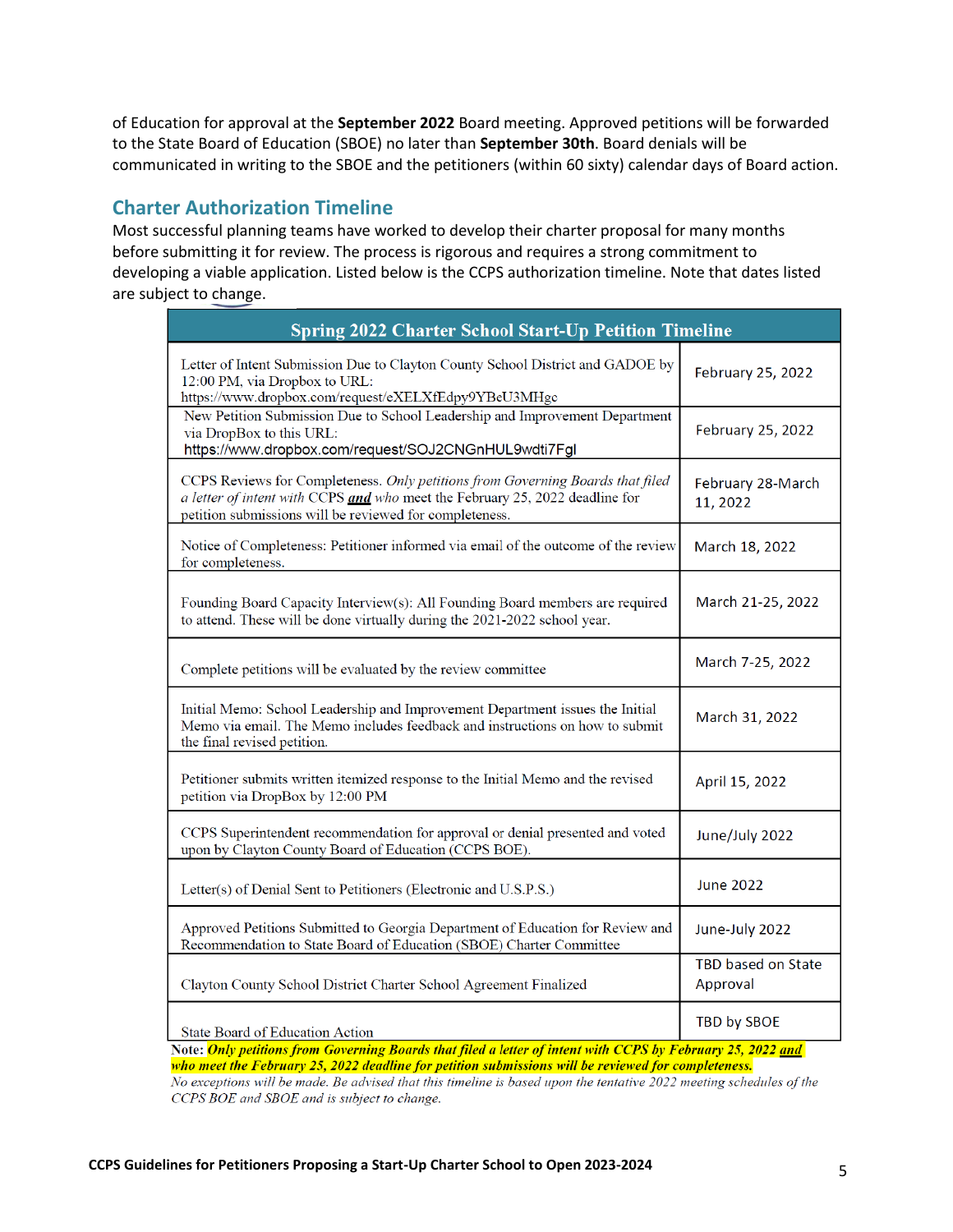of Education for approval at the **September 2022** Board meeting. Approved petitions will be forwarded to the State Board of Education (SBOE) no later than **September 30th**. Board denials will be communicated in writing to the SBOE and the petitioners (within 60 sixty) calendar days of Board action.

## Charter Authorization Timeline

Most successful planning teams have worked to develop their charter proposal for many months before submitting it for review. The process is rigorous and requires a strong commitment to developing a viable application. Listed below is the CCPS authorization timeline. Note that dates listed are subject to change.

| Spring 2022 Charter School Start-Up Petition Timeline | |
|---|---|
| Letter of Intent Submission Due to Clayton County School District and GADOE by 12:00 PM, via Dropbox to URL: https://www.dropbox.com/request/eXELXfEdpy9YBeU3MHgc | February 25, 2022 |
| New Petition Submission Due to School Leadership and Improvement Department via DropBox to this URL: https://www.dropbox.com/request/SOJ2CNGnHUL9wdti7Fgl | February 25, 2022 |
| CCPS Reviews for Completeness. *Only petitions from Governing Boards that filed a letter of intent with CCPS **and** who* meet the February 25, 2022 deadline for petition submissions will be reviewed for completeness. | February 28-March 11, 2022 |
| Notice of Completeness: Petitioner informed via email of the outcome of the review for completeness. | March 18, 2022 |
| Founding Board Capacity Interview(s): All Founding Board members are required to attend. These will be done virtually during the 2021-2022 school year. | March 21-25, 2022 |
| Complete petitions will be evaluated by the review committee | March 7-25, 2022 |
| Initial Memo: School Leadership and Improvement Department issues the Initial Memo via email. The Memo includes feedback and instructions on how to submit the final revised petition. | March 31, 2022 |
| Petitioner submits written itemized response to the Initial Memo and the revised petition via DropBox by 12:00 PM | April 15, 2022 |
| CCPS Superintendent recommendation for approval or denial presented and voted upon by Clayton County Board of Education (CCPS BOE). | June/July 2022 |
| Letter(s) of Denial Sent to Petitioners (Electronic and U.S.P.S.) | June 2022 |
| Approved Petitions Submitted to Georgia Department of Education for Review and Recommendation to State Board of Education (SBOE) Charter Committee | June-July 2022 |
| Clayton County School District Charter School Agreement Finalized | TBD based on State Approval |
| State Board of Education Action | TBD by SBOE |

**Note:** ***Only petitions from Governing Boards that filed a letter of intent with CCPS by February 25, 2022 and who meet the February 25, 2022 deadline for petition submissions will be reviewed for completeness.***
*No exceptions will be made. Be advised that this timeline is based upon the tentative 2022 meeting schedules of the CCPS BOE and SBOE and is subject to change.*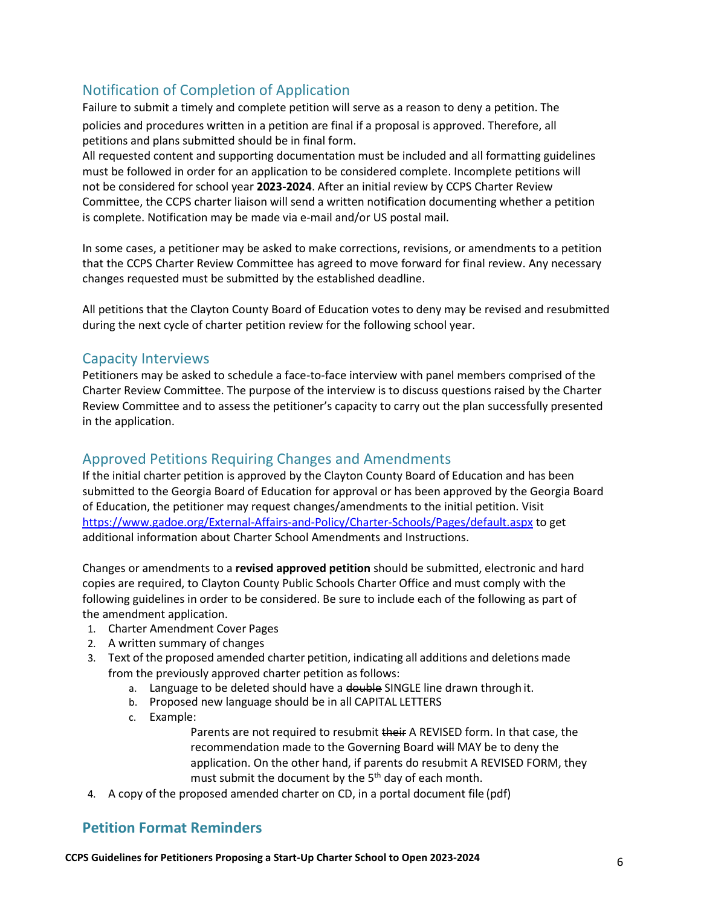## Notification of Completion of Application

Failure to submit a timely and complete petition will serve as a reason to deny a petition. The policies and procedures written in a petition are final if a proposal is approved. Therefore, all petitions and plans submitted should be in final form.

All requested content and supporting documentation must be included and all formatting guidelines must be followed in order for an application to be considered complete. Incomplete petitions will not be considered for school year **2023-2024**. After an initial review by CCPS Charter Review Committee, the CCPS charter liaison will send a written notification documenting whether a petition is complete. Notification may be made via e-mail and/or US postal mail.

In some cases, a petitioner may be asked to make corrections, revisions, or amendments to a petition that the CCPS Charter Review Committee has agreed to move forward for final review. Any necessary changes requested must be submitted by the established deadline.

All petitions that the Clayton County Board of Education votes to deny may be revised and resubmitted during the next cycle of charter petition review for the following school year.

## Capacity Interviews

Petitioners may be asked to schedule a face-to-face interview with panel members comprised of the Charter Review Committee. The purpose of the interview is to discuss questions raised by the Charter Review Committee and to assess the petitioner's capacity to carry out the plan successfully presented in the application.

## Approved Petitions Requiring Changes and Amendments

If the initial charter petition is approved by the Clayton County Board of Education and has been submitted to the Georgia Board of Education for approval or has been approved by the Georgia Board of Education, the petitioner may request changes/amendments to the initial petition. Visit https://www.gadoe.org/External-Affairs-and-Policy/Charter-Schools/Pages/default.aspx to get additional information about Charter School Amendments and Instructions.

Changes or amendments to a **revised approved petition** should be submitted, electronic and hard copies are required, to Clayton County Public Schools Charter Office and must comply with the following guidelines in order to be considered. Be sure to include each of the following as part of the amendment application.

1. Charter Amendment Cover Pages
2. A written summary of changes
3. Text of the proposed amended charter petition, indicating all additions and deletions made from the previously approved charter petition as follows:
   a. Language to be deleted should have a ~~double~~ SINGLE line drawn through it.
   b. Proposed new language should be in all CAPITAL LETTERS
   c. Example:

      Parents are not required to resubmit ~~their~~ A REVISED form. In that case, the recommendation made to the Governing Board ~~will~~ MAY be to deny the application. On the other hand, if parents do resubmit A REVISED FORM, they must submit the document by the 5th day of each month.
4. A copy of the proposed amended charter on CD, in a portal document file (pdf)

## Petition Format Reminders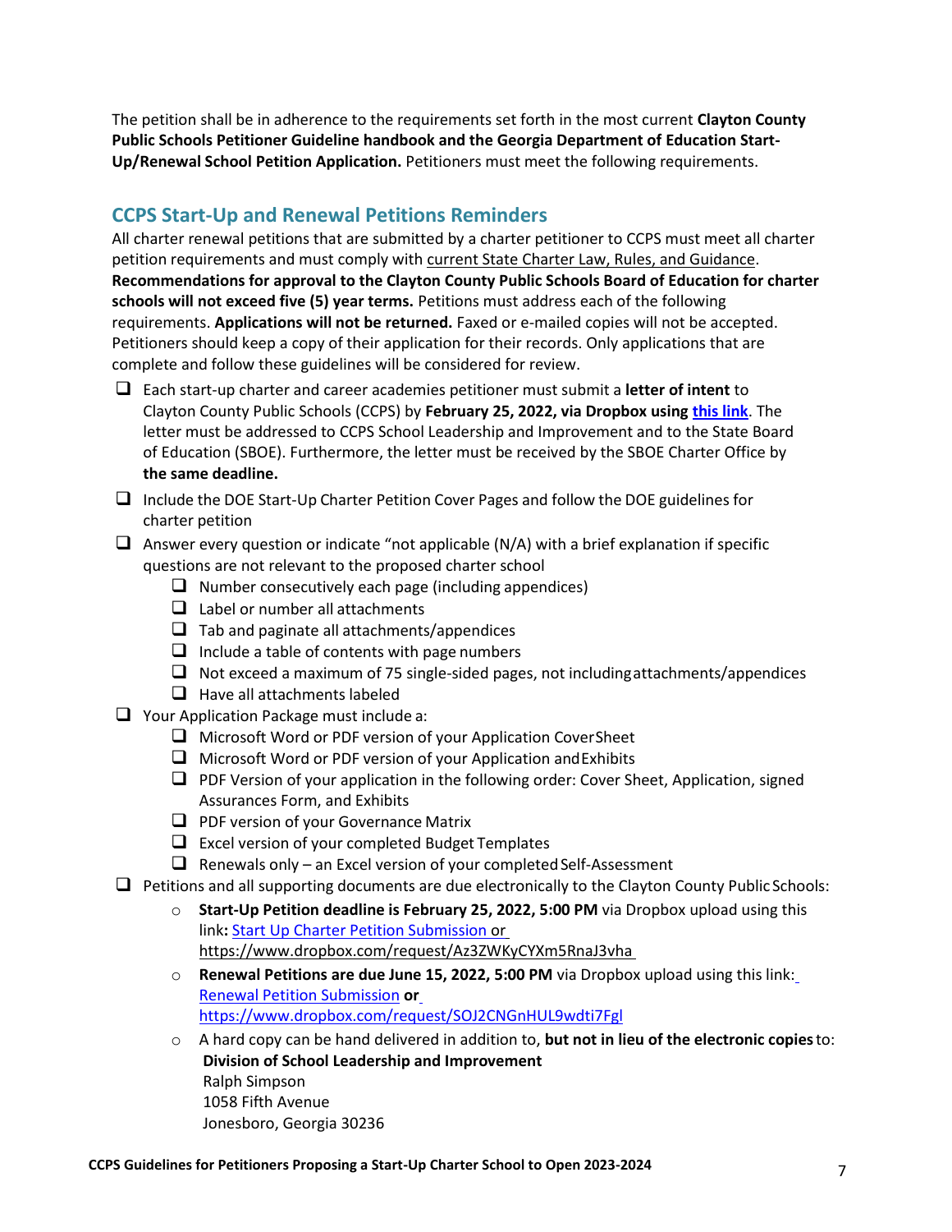The petition shall be in adherence to the requirements set forth in the most current **Clayton County Public Schools Petitioner Guideline handbook and the Georgia Department of Education Start-Up/Renewal School Petition Application.** Petitioners must meet the following requirements.

## CCPS Start-Up and Renewal Petitions Reminders

All charter renewal petitions that are submitted by a charter petitioner to CCPS must meet all charter petition requirements and must comply with current State Charter Law, Rules, and Guidance. **Recommendations for approval to the Clayton County Public Schools Board of Education for charter schools will not exceed five (5) year terms.** Petitions must address each of the following requirements. **Applications will not be returned.** Faxed or e-mailed copies will not be accepted. Petitioners should keep a copy of their application for their records. Only applications that are complete and follow these guidelines will be considered for review.

- ❑ Each start-up charter and career academies petitioner must submit a **letter of intent** to Clayton County Public Schools (CCPS) by **February 25, 2022, via Dropbox using this link**. The letter must be addressed to CCPS School Leadership and Improvement and to the State Board of Education (SBOE). Furthermore, the letter must be received by the SBOE Charter Office by **the same deadline.**
- ❑ Include the DOE Start-Up Charter Petition Cover Pages and follow the DOE guidelines for charter petition
- ❑ Answer every question or indicate "not applicable (N/A) with a brief explanation if specific questions are not relevant to the proposed charter school
  - ❑ Number consecutively each page (including appendices)
  - ❑ Label or number all attachments
  - ❑ Tab and paginate all attachments/appendices
  - ❑ Include a table of contents with page numbers
  - ❑ Not exceed a maximum of 75 single-sided pages, not including attachments/appendices
  - ❑ Have all attachments labeled
- ❑ Your Application Package must include a:
  - ❑ Microsoft Word or PDF version of your Application Cover Sheet
  - ❑ Microsoft Word or PDF version of your Application and Exhibits
  - ❑ PDF Version of your application in the following order: Cover Sheet, Application, signed Assurances Form, and Exhibits
  - ❑ PDF version of your Governance Matrix
  - ❑ Excel version of your completed Budget Templates
  - ❑ Renewals only – an Excel version of your completed Self-Assessment
- ❑ Petitions and all supporting documents are due electronically to the Clayton County Public Schools:
  - **Start-Up Petition deadline is February 25, 2022, 5:00 PM** via Dropbox upload using this link**:** Start Up Charter Petition Submission or https://www.dropbox.com/request/Az3ZWKyCYXm5RnaJ3vha
  - **Renewal Petitions are due June 15, 2022, 5:00 PM** via Dropbox upload using this link: Renewal Petition Submission **or** https://www.dropbox.com/request/SOJ2CNGnHUL9wdti7Fgl
  - A hard copy can be hand delivered in addition to, **but not in lieu of the electronic copies** to:
    **Division of School Leadership and Improvement**
    Ralph Simpson
    1058 Fifth Avenue
    Jonesboro, Georgia 30236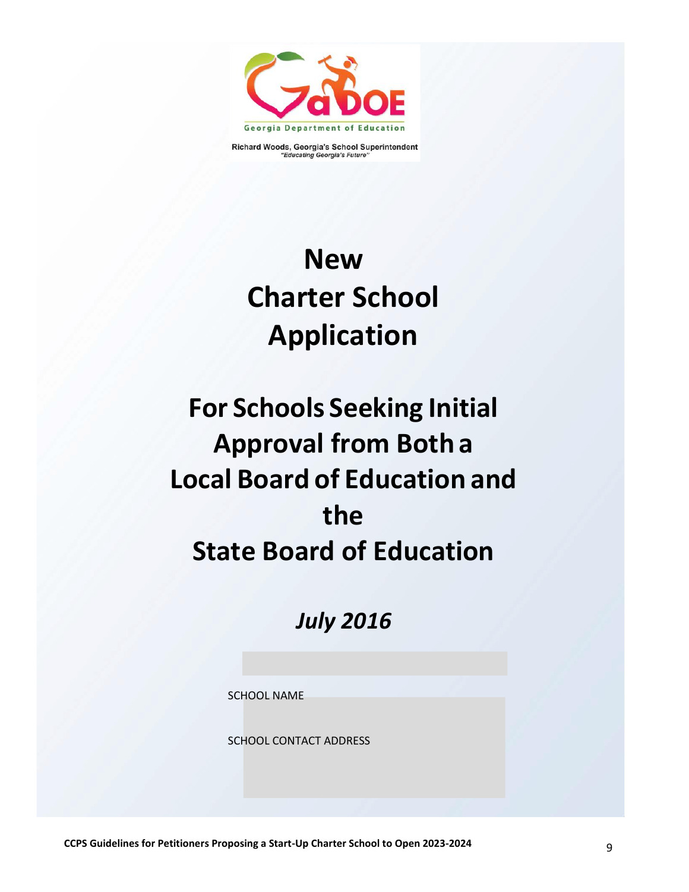Georgia Department of Education

Richard Woods, Georgia's School Superintendent
"Educating Georgia's Future"

# New Charter School Application

# For Schools Seeking Initial Approval from Both a Local Board of Education and the State Board of Education

***July 2016***

SCHOOL NAME

SCHOOL CONTACT ADDRESS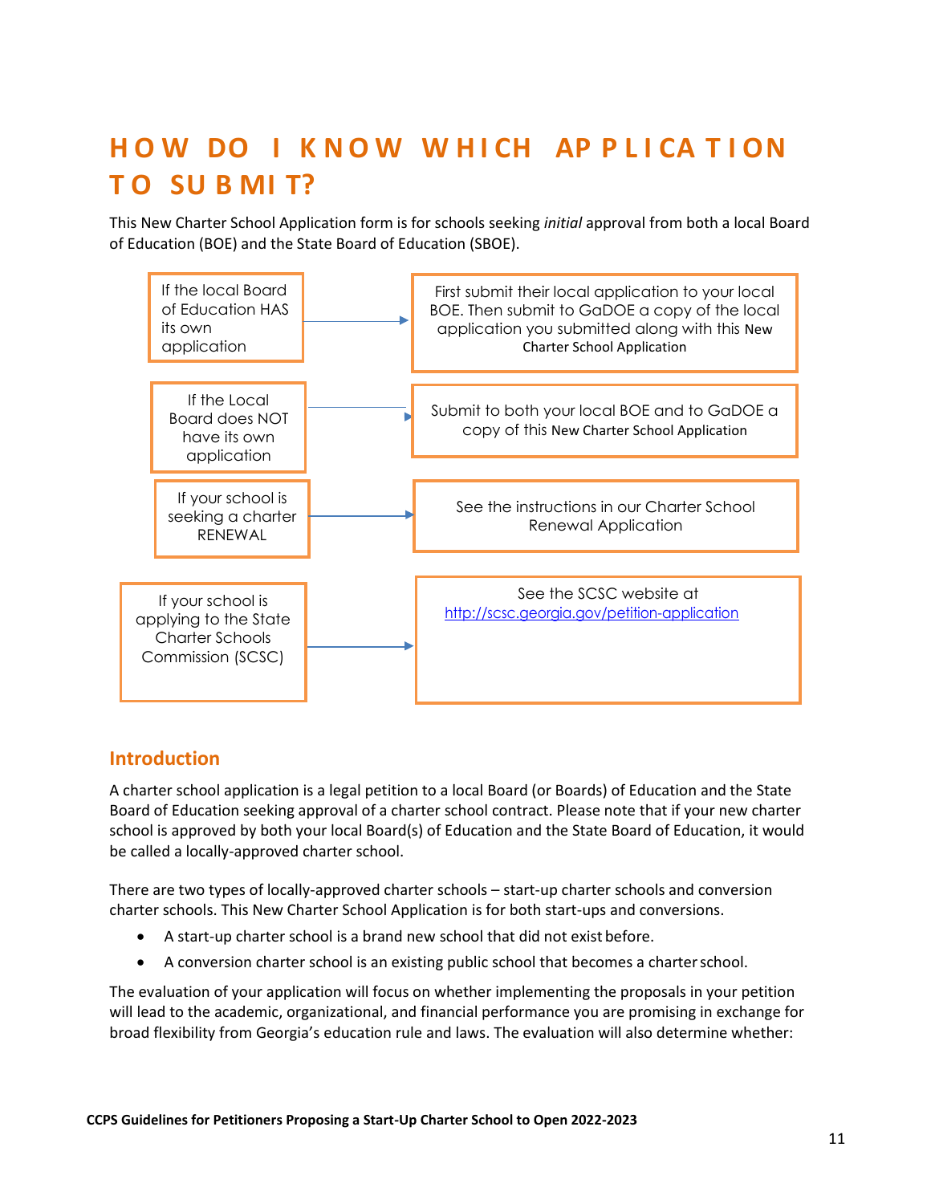## HOW DO I KNOW WHICH APPLICATION TO SUBMIT?

This New Charter School Application form is for schools seeking *initial* approval from both a local Board of Education (BOE) and the State Board of Education (SBOE).

| Situation | Action |
|---|---|
| If the local Board of Education HAS its own application | First submit their local application to your local BOE. Then submit to GaDOE a copy of the local application you submitted along with this New Charter School Application |
| If the Local Board does NOT have its own application | Submit to both your local BOE and to GaDOE a copy of this New Charter School Application |
| If your school is seeking a charter RENEWAL | See the instructions in our Charter School Renewal Application |
| If your school is applying to the State Charter Schools Commission (SCSC) | See the SCSC website at http://scsc.georgia.gov/petition-application |

## Introduction

A charter school application is a legal petition to a local Board (or Boards) of Education and the State Board of Education seeking approval of a charter school contract. Please note that if your new charter school is approved by both your local Board(s) of Education and the State Board of Education, it would be called a locally-approved charter school.

There are two types of locally-approved charter schools – start-up charter schools and conversion charter schools. This New Charter School Application is for both start-ups and conversions.

- A start-up charter school is a brand new school that did not exist before.
- A conversion charter school is an existing public school that becomes a charter school.

The evaluation of your application will focus on whether implementing the proposals in your petition will lead to the academic, organizational, and financial performance you are promising in exchange for broad flexibility from Georgia's education rule and laws. The evaluation will also determine whether: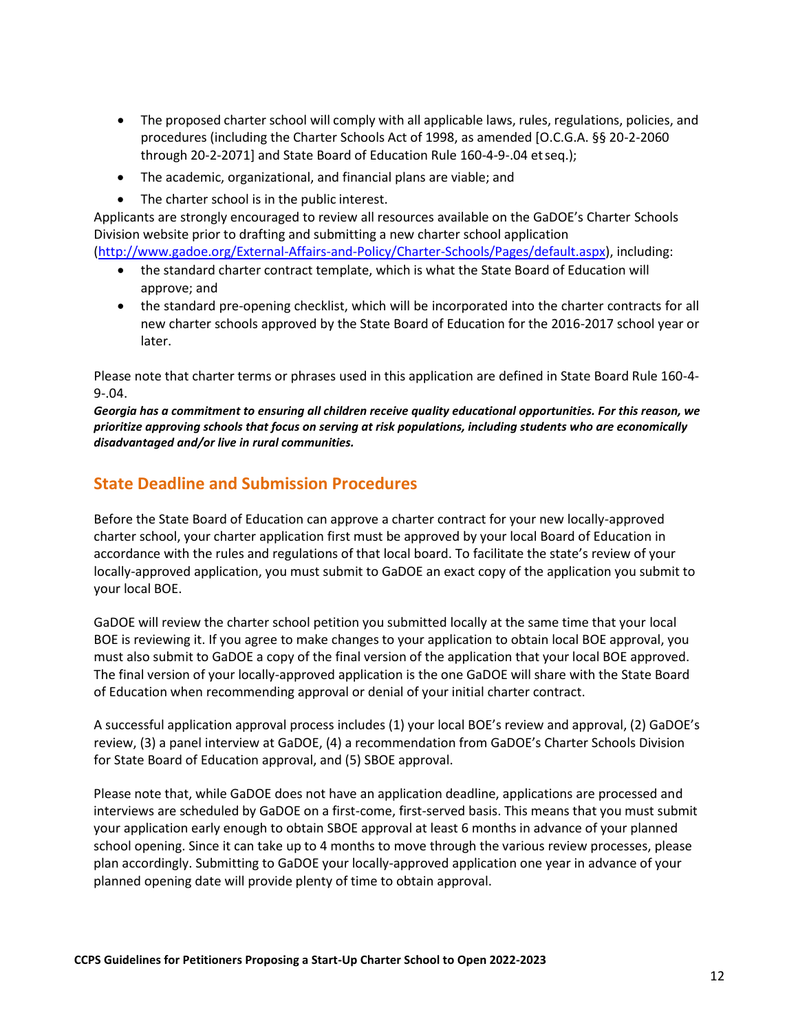- The proposed charter school will comply with all applicable laws, rules, regulations, policies, and procedures (including the Charter Schools Act of 1998, as amended [O.C.G.A. §§ 20-2-2060 through 20-2-2071] and State Board of Education Rule 160-4-9-.04 et seq.);
- The academic, organizational, and financial plans are viable; and
- The charter school is in the public interest.

Applicants are strongly encouraged to review all resources available on the GaDOE's Charter Schools Division website prior to drafting and submitting a new charter school application (http://www.gadoe.org/External-Affairs-and-Policy/Charter-Schools/Pages/default.aspx), including:

- the standard charter contract template, which is what the State Board of Education will approve; and
- the standard pre-opening checklist, which will be incorporated into the charter contracts for all new charter schools approved by the State Board of Education for the 2016-2017 school year or later.

Please note that charter terms or phrases used in this application are defined in State Board Rule 160-4-9-.04.

***Georgia has a commitment to ensuring all children receive quality educational opportunities. For this reason, we prioritize approving schools that focus on serving at risk populations, including students who are economically disadvantaged and/or live in rural communities.***

## State Deadline and Submission Procedures

Before the State Board of Education can approve a charter contract for your new locally-approved charter school, your charter application first must be approved by your local Board of Education in accordance with the rules and regulations of that local board. To facilitate the state's review of your locally-approved application, you must submit to GaDOE an exact copy of the application you submit to your local BOE.

GaDOE will review the charter school petition you submitted locally at the same time that your local BOE is reviewing it. If you agree to make changes to your application to obtain local BOE approval, you must also submit to GaDOE a copy of the final version of the application that your local BOE approved. The final version of your locally-approved application is the one GaDOE will share with the State Board of Education when recommending approval or denial of your initial charter contract.

A successful application approval process includes (1) your local BOE's review and approval, (2) GaDOE's review, (3) a panel interview at GaDOE, (4) a recommendation from GaDOE's Charter Schools Division for State Board of Education approval, and (5) SBOE approval.

Please note that, while GaDOE does not have an application deadline, applications are processed and interviews are scheduled by GaDOE on a first-come, first-served basis. This means that you must submit your application early enough to obtain SBOE approval at least 6 months in advance of your planned school opening. Since it can take up to 4 months to move through the various review processes, please plan accordingly. Submitting to GaDOE your locally-approved application one year in advance of your planned opening date will provide plenty of time to obtain approval.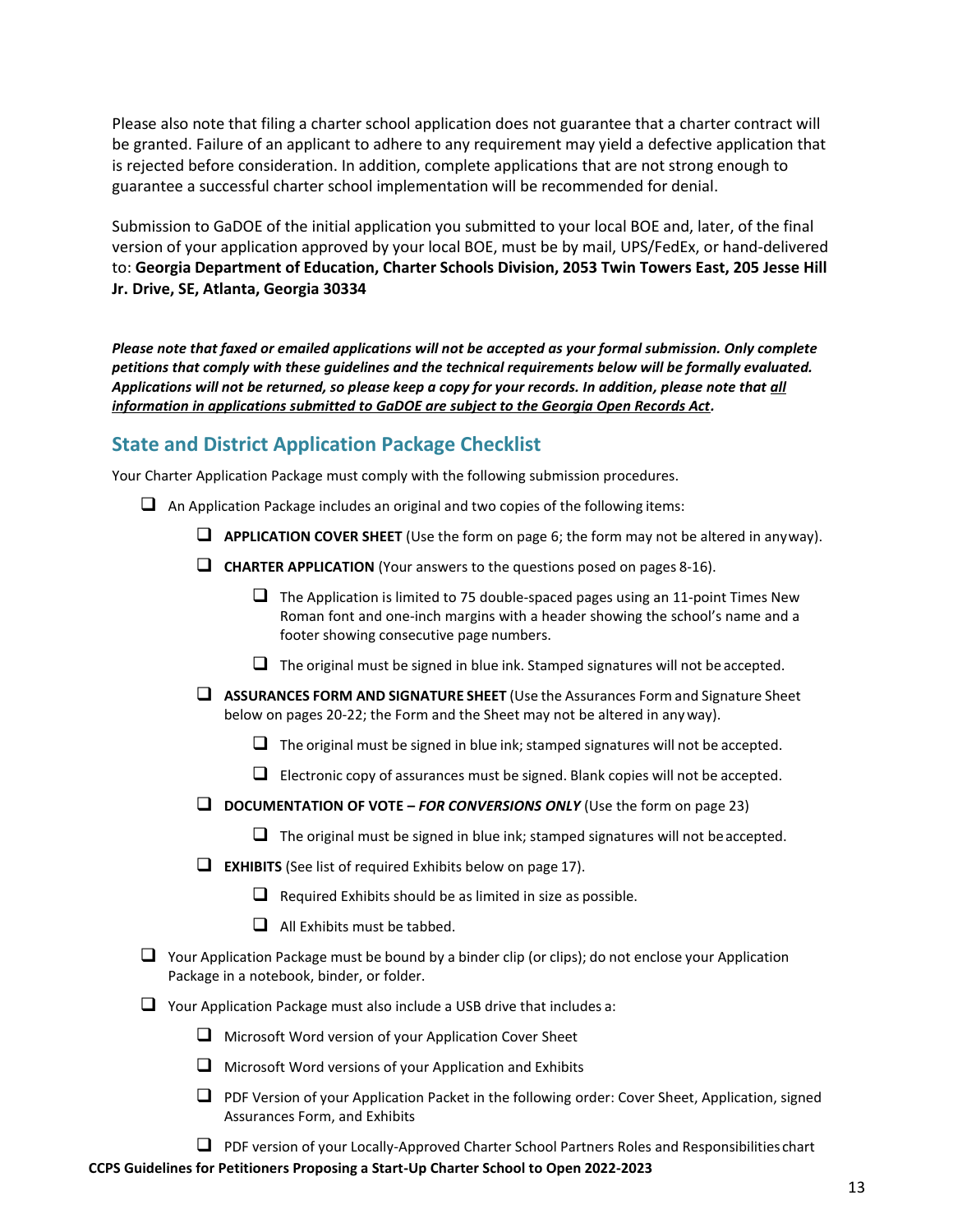Please also note that filing a charter school application does not guarantee that a charter contract will be granted. Failure of an applicant to adhere to any requirement may yield a defective application that is rejected before consideration. In addition, complete applications that are not strong enough to guarantee a successful charter school implementation will be recommended for denial.

Submission to GaDOE of the initial application you submitted to your local BOE and, later, of the final version of your application approved by your local BOE, must be by mail, UPS/FedEx, or hand-delivered to: **Georgia Department of Education, Charter Schools Division, 2053 Twin Towers East, 205 Jesse Hill Jr. Drive, SE, Atlanta, Georgia 30334**

***Please note that faxed or emailed applications will not be accepted as your formal submission. Only complete petitions that comply with these guidelines and the technical requirements below will be formally evaluated. Applications will not be returned, so please keep a copy for your records. In addition, please note that <u>all information in applications submitted to GaDOE are subject to the Georgia Open Records Act</u>.***

## State and District Application Package Checklist

Your Charter Application Package must comply with the following submission procedures.

- ❑ An Application Package includes an original and two copies of the following items:
  - ❑ **APPLICATION COVER SHEET** (Use the form on page 6; the form may not be altered in any way).
  - ❑ **CHARTER APPLICATION** (Your answers to the questions posed on pages 8-16).
    - ❑ The Application is limited to 75 double-spaced pages using an 11-point Times New Roman font and one-inch margins with a header showing the school's name and a footer showing consecutive page numbers.
    - ❑ The original must be signed in blue ink. Stamped signatures will not be accepted.
  - ❑ **ASSURANCES FORM AND SIGNATURE SHEET** (Use the Assurances Form and Signature Sheet below on pages 20-22; the Form and the Sheet may not be altered in any way).
    - ❑ The original must be signed in blue ink; stamped signatures will not be accepted.
    - ❑ Electronic copy of assurances must be signed. Blank copies will not be accepted.
  - ❑ **DOCUMENTATION OF VOTE – *FOR CONVERSIONS ONLY*** (Use the form on page 23)
    - ❑ The original must be signed in blue ink; stamped signatures will not be accepted.
  - ❑ **EXHIBITS** (See list of required Exhibits below on page 17).
    - ❑ Required Exhibits should be as limited in size as possible.
    - ❑ All Exhibits must be tabbed.
- ❑ Your Application Package must be bound by a binder clip (or clips); do not enclose your Application Package in a notebook, binder, or folder.
- ❑ Your Application Package must also include a USB drive that includes a:
  - ❑ Microsoft Word version of your Application Cover Sheet
  - ❑ Microsoft Word versions of your Application and Exhibits
  - ❑ PDF Version of your Application Packet in the following order: Cover Sheet, Application, signed Assurances Form, and Exhibits
  - ❑ PDF version of your Locally-Approved Charter School Partners Roles and Responsibilities chart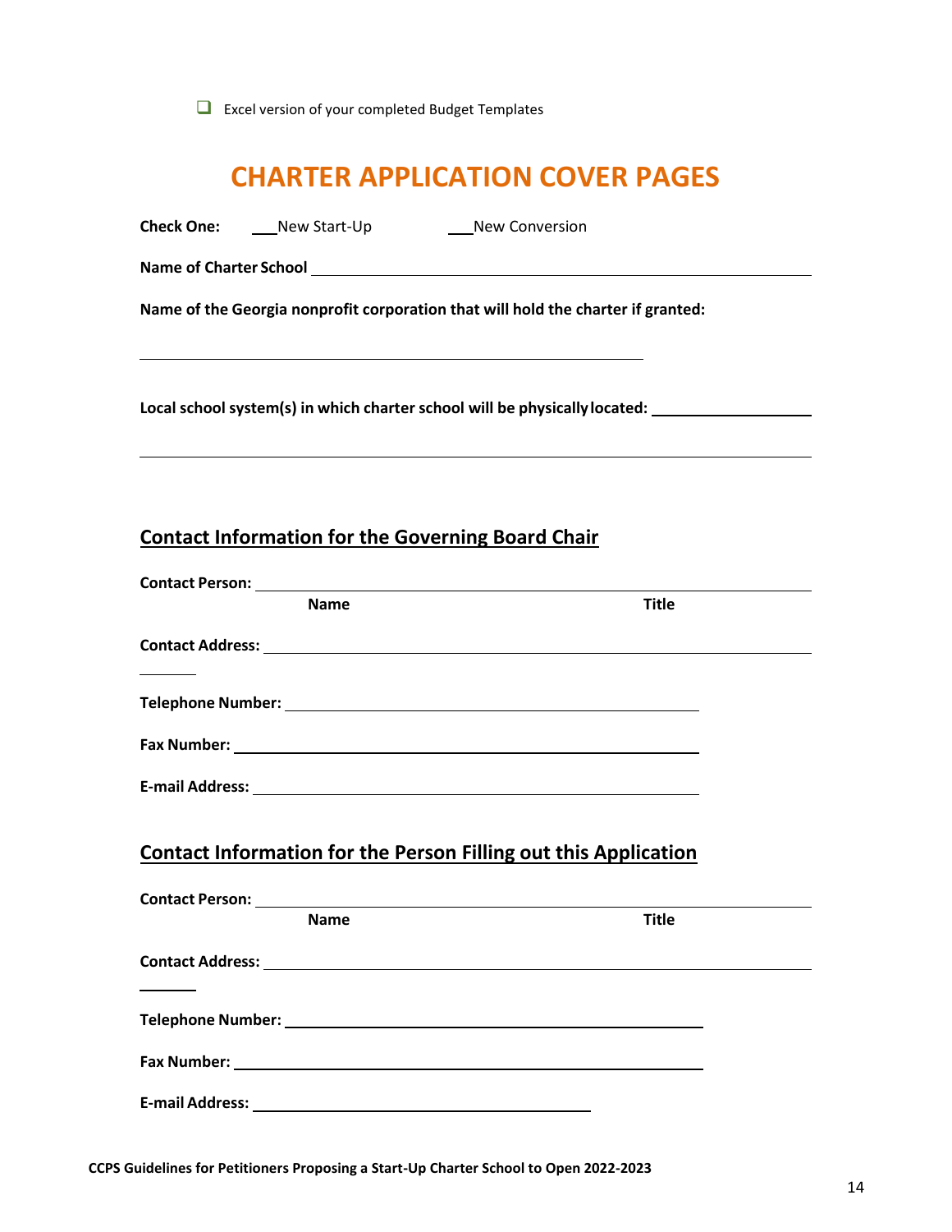- [ ] Excel version of your completed Budget Templates

# CHARTER APPLICATION COVER PAGES

**Check One:** ___New Start-Up ___New Conversion

**Name of Charter School** ______________________________________________

**Name of the Georgia nonprofit corporation that will hold the charter if granted:**

______________________________________________

**Local school system(s) in which charter school will be physically located:** ____________________

______________________________________________

## Contact Information for the Governing Board Chair

**Contact Person:** ______________________________________________

**Name** **Title**

**Contact Address:** ______________________________________________

______

**Telephone Number:** ______________________________________________

**Fax Number:** ______________________________________________

**E-mail Address:** ______________________________________________

## Contact Information for the Person Filling out this Application

**Contact Person:** ______________________________________________

**Name** **Title**

**Contact Address:** ______________________________________________

______

**Telephone Number:** ______________________________________________

**Fax Number:** ______________________________________________

**E-mail Address:** ______________________________________________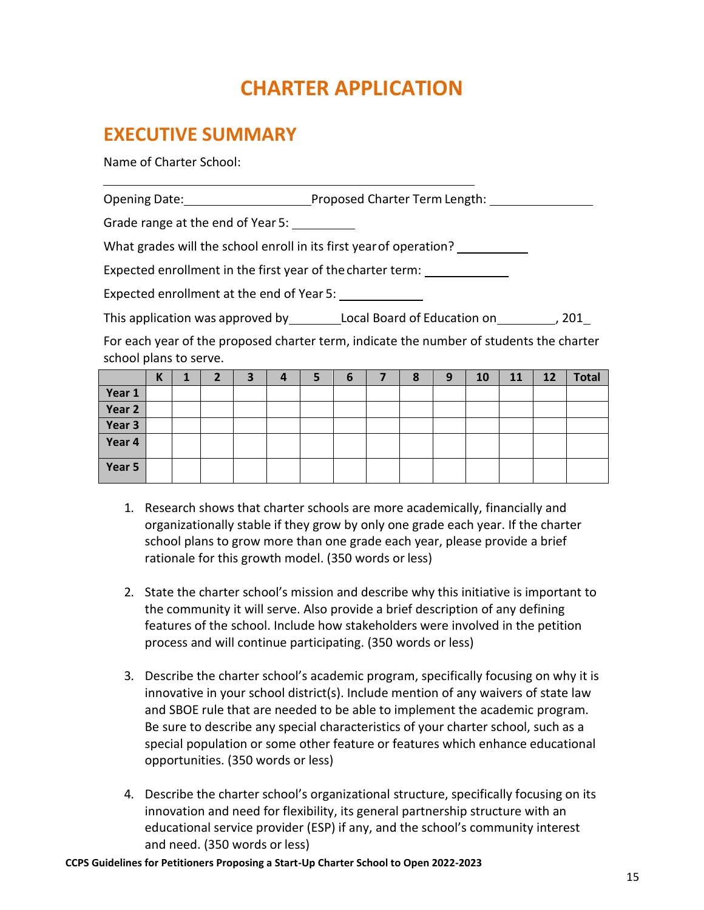# CHARTER APPLICATION

## EXECUTIVE SUMMARY

Name of Charter School:

______________________________________________

Opening Date:__________________Proposed Charter Term Length: _______________

Grade range at the end of Year 5: _________

What grades will the school enroll in its first year of operation? __________

Expected enrollment in the first year of the charter term: ____________

Expected enrollment at the end of Year 5: ____________

This application was approved by________Local Board of Education on_________, 201_

For each year of the proposed charter term, indicate the number of students the charter school plans to serve.

| | K | 1 | 2 | 3 | 4 | 5 | 6 | 7 | 8 | 9 | 10 | 11 | 12 | Total |
|---|---|---|---|---|---|---|---|---|---|---|---|---|---|---|
| **Year 1** | | | | | | | | | | | | | | |
| **Year 2** | | | | | | | | | | | | | | |
| **Year 3** | | | | | | | | | | | | | | |
| **Year 4** | | | | | | | | | | | | | | |
| **Year 5** | | | | | | | | | | | | | | |

1. Research shows that charter schools are more academically, financially and organizationally stable if they grow by only one grade each year. If the charter school plans to grow more than one grade each year, please provide a brief rationale for this growth model. (350 words or less)

2. State the charter school's mission and describe why this initiative is important to the community it will serve. Also provide a brief description of any defining features of the school. Include how stakeholders were involved in the petition process and will continue participating. (350 words or less)

3. Describe the charter school's academic program, specifically focusing on why it is innovative in your school district(s). Include mention of any waivers of state law and SBOE rule that are needed to be able to implement the academic program. Be sure to describe any special characteristics of your charter school, such as a special population or some other feature or features which enhance educational opportunities. (350 words or less)

4. Describe the charter school's organizational structure, specifically focusing on its innovation and need for flexibility, its general partnership structure with an educational service provider (ESP) if any, and the school's community interest and need. (350 words or less)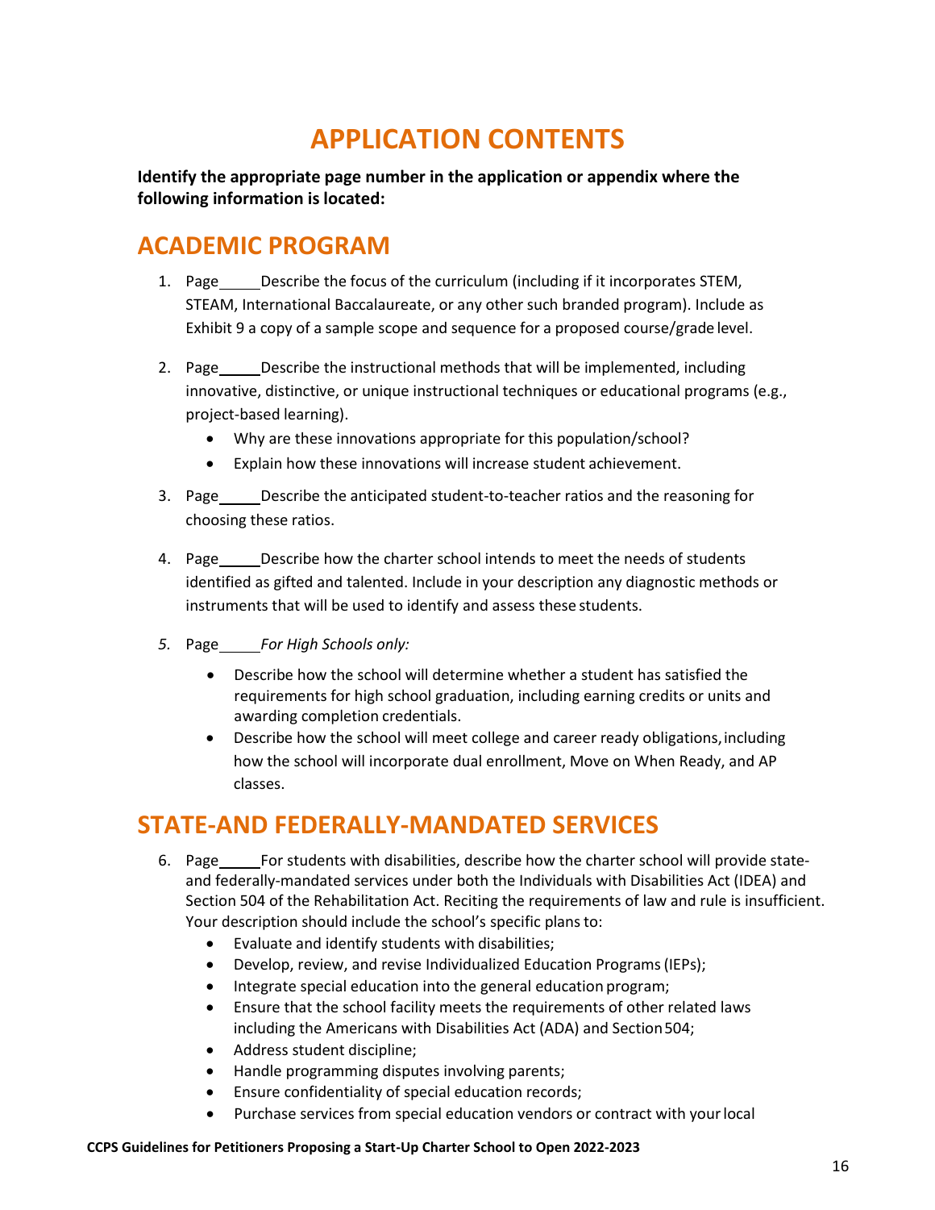# APPLICATION CONTENTS

**Identify the appropriate page number in the application or appendix where the following information is located:**

## ACADEMIC PROGRAM

1. Page_____ Describe the focus of the curriculum (including if it incorporates STEM, STEAM, International Baccalaureate, or any other such branded program). Include as Exhibit 9 a copy of a sample scope and sequence for a proposed course/grade level.

2. Page_____ Describe the instructional methods that will be implemented, including innovative, distinctive, or unique instructional techniques or educational programs (e.g., project-based learning).
   - Why are these innovations appropriate for this population/school?
   - Explain how these innovations will increase student achievement.

3. Page_____ Describe the anticipated student-to-teacher ratios and the reasoning for choosing these ratios.

4. Page_____ Describe how the charter school intends to meet the needs of students identified as gifted and talented. Include in your description any diagnostic methods or instruments that will be used to identify and assess these students.

5. Page_____ *For High Schools only:*
   - Describe how the school will determine whether a student has satisfied the requirements for high school graduation, including earning credits or units and awarding completion credentials.
   - Describe how the school will meet college and career ready obligations, including how the school will incorporate dual enrollment, Move on When Ready, and AP classes.

## STATE-AND FEDERALLY-MANDATED SERVICES

6. Page_____ For students with disabilities, describe how the charter school will provide state- and federally-mandated services under both the Individuals with Disabilities Act (IDEA) and Section 504 of the Rehabilitation Act. Reciting the requirements of law and rule is insufficient. Your description should include the school's specific plans to:
   - Evaluate and identify students with disabilities;
   - Develop, review, and revise Individualized Education Programs (IEPs);
   - Integrate special education into the general education program;
   - Ensure that the school facility meets the requirements of other related laws including the Americans with Disabilities Act (ADA) and Section 504;
   - Address student discipline;
   - Handle programming disputes involving parents;
   - Ensure confidentiality of special education records;
   - Purchase services from special education vendors or contract with your local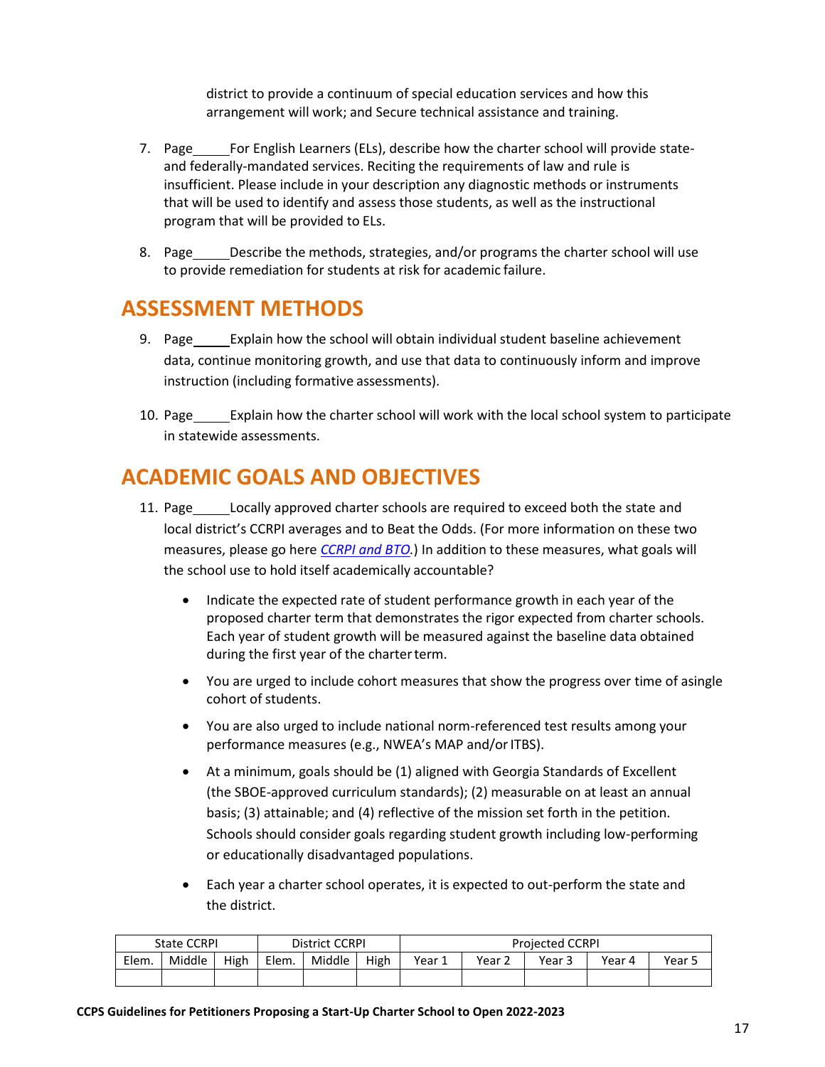district to provide a continuum of special education services and how this arrangement will work; and Secure technical assistance and training.

7. Page_____ For English Learners (ELs), describe how the charter school will provide state- and federally-mandated services. Reciting the requirements of law and rule is insufficient. Please include in your description any diagnostic methods or instruments that will be used to identify and assess those students, as well as the instructional program that will be provided to ELs.

8. Page_____ Describe the methods, strategies, and/or programs the charter school will use to provide remediation for students at risk for academic failure.

## ASSESSMENT METHODS

9. Page_____ Explain how the school will obtain individual student baseline achievement data, continue monitoring growth, and use that data to continuously inform and improve instruction (including formative assessments).

10. Page_____ Explain how the charter school will work with the local school system to participate in statewide assessments.

## ACADEMIC GOALS AND OBJECTIVES

11. Page_____ Locally approved charter schools are required to exceed both the state and local district's CCRPI averages and to Beat the Odds. (For more information on these two measures, please go here *CCRPI and BTO*.) In addition to these measures, what goals will the school use to hold itself academically accountable?

    - Indicate the expected rate of student performance growth in each year of the proposed charter term that demonstrates the rigor expected from charter schools. Each year of student growth will be measured against the baseline data obtained during the first year of the charter term.
    - You are urged to include cohort measures that show the progress over time of asingle cohort of students.
    - You are also urged to include national norm-referenced test results among your performance measures (e.g., NWEA's MAP and/or ITBS).
    - At a minimum, goals should be (1) aligned with Georgia Standards of Excellent (the SBOE-approved curriculum standards); (2) measurable on at least an annual basis; (3) attainable; and (4) reflective of the mission set forth in the petition. Schools should consider goals regarding student growth including low-performing or educationally disadvantaged populations.
    - Each year a charter school operates, it is expected to out-perform the state and the district.

| State CCRPI | | | District CCRPI | | | Projected CCRPI | | | | |
|---|---|---|---|---|---|---|---|---|---|---|
| Elem. | Middle | High | Elem. | Middle | High | Year 1 | Year 2 | Year 3 | Year 4 | Year 5 |
| | | | | | | | | | | |

**CCPS Guidelines for Petitioners Proposing a Start-Up Charter School to Open 2022-2023**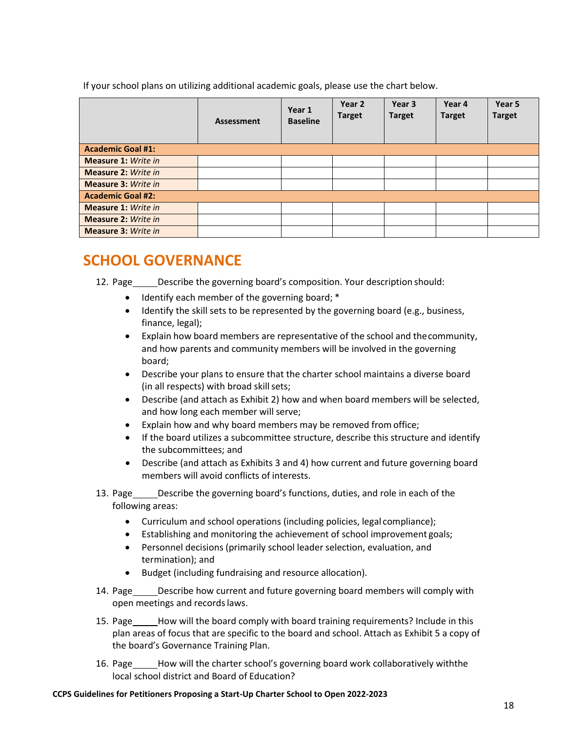If your school plans on utilizing additional academic goals, please use the chart below.

| | Assessment | Year 1 Baseline | Year 2 Target | Year 3 Target | Year 4 Target | Year 5 Target |
|---|---|---|---|---|---|---|
| **Academic Goal #1:** | | | | | | |
| **Measure 1:** *Write in* | | | | | | |
| **Measure 2:** *Write in* | | | | | | |
| **Measure 3:** *Write in* | | | | | | |
| **Academic Goal #2:** | | | | | | |
| **Measure 1:** *Write in* | | | | | | |
| **Measure 2:** *Write in* | | | | | | |
| **Measure 3:** *Write in* | | | | | | |

# SCHOOL GOVERNANCE

12. Page_____ Describe the governing board's composition. Your description should:
    - Identify each member of the governing board; *
    - Identify the skill sets to be represented by the governing board (e.g., business, finance, legal);
    - Explain how board members are representative of the school and the community, and how parents and community members will be involved in the governing board;
    - Describe your plans to ensure that the charter school maintains a diverse board (in all respects) with broad skill sets;
    - Describe (and attach as Exhibit 2) how and when board members will be selected, and how long each member will serve;
    - Explain how and why board members may be removed from office;
    - If the board utilizes a subcommittee structure, describe this structure and identify the subcommittees; and
    - Describe (and attach as Exhibits 3 and 4) how current and future governing board members will avoid conflicts of interests.

13. Page_____ Describe the governing board's functions, duties, and role in each of the following areas:
    - Curriculum and school operations (including policies, legal compliance);
    - Establishing and monitoring the achievement of school improvement goals;
    - Personnel decisions (primarily school leader selection, evaluation, and termination); and
    - Budget (including fundraising and resource allocation).

14. Page_____ Describe how current and future governing board members will comply with open meetings and records laws.

15. Page_____ How will the board comply with board training requirements? Include in this plan areas of focus that are specific to the board and school. Attach as Exhibit 5 a copy of the board's Governance Training Plan.

16. Page_____ How will the charter school's governing board work collaboratively with the local school district and Board of Education?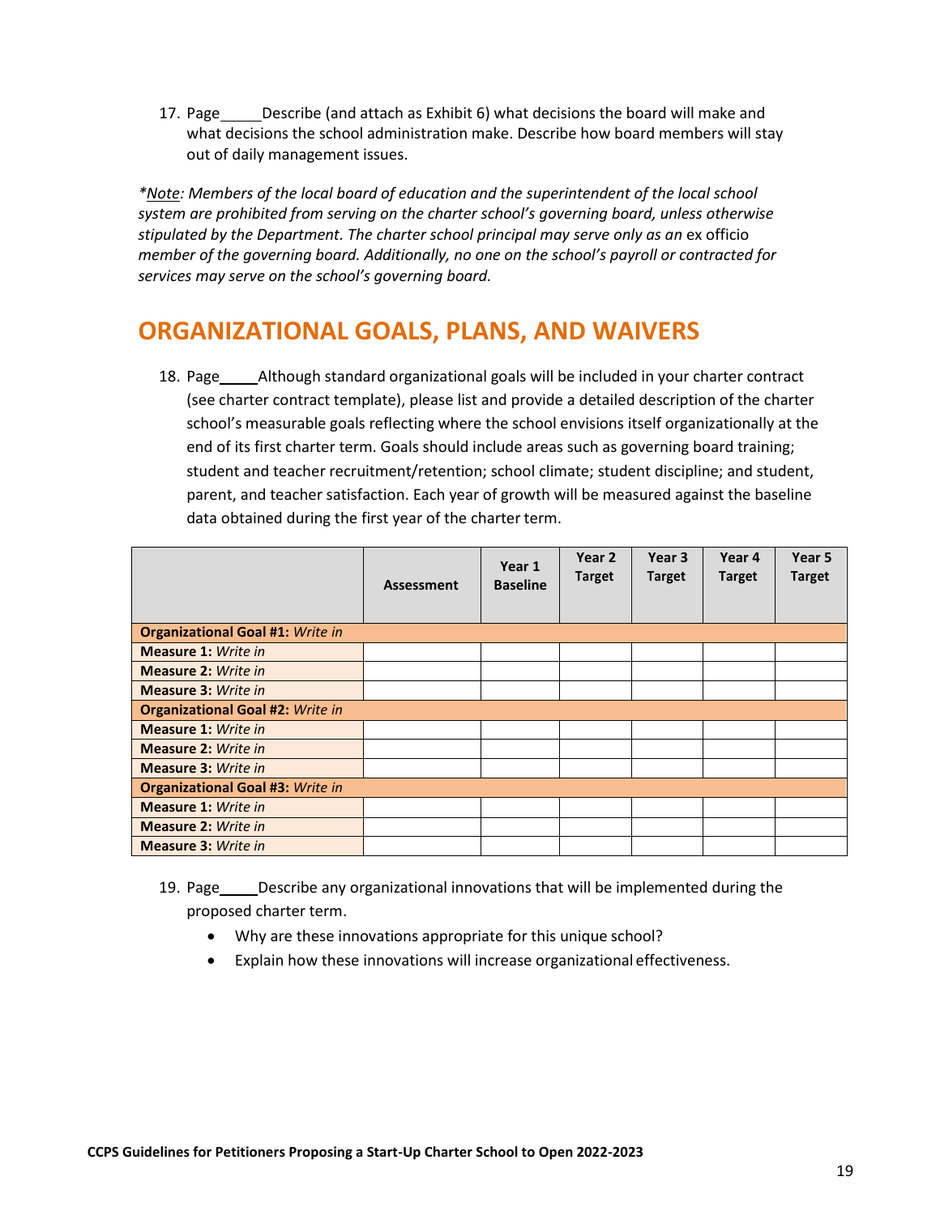17. Page_____ Describe (and attach as Exhibit 6) what decisions the board will make and what decisions the school administration make. Describe how board members will stay out of daily management issues.

*\*<u>Note</u>: Members of the local board of education and the superintendent of the local school system are prohibited from serving on the charter school's governing board, unless otherwise stipulated by the Department. The charter school principal may serve only as an* ex officio *member of the governing board. Additionally, no one on the school's payroll or contracted for services may serve on the school's governing board.*

## ORGANIZATIONAL GOALS, PLANS, AND WAIVERS

18. Page_____ Although standard organizational goals will be included in your charter contract (see charter contract template), please list and provide a detailed description of the charter school's measurable goals reflecting where the school envisions itself organizationally at the end of its first charter term. Goals should include areas such as governing board training; student and teacher recruitment/retention; school climate; student discipline; and student, parent, and teacher satisfaction. Each year of growth will be measured against the baseline data obtained during the first year of the charter term.

| | Assessment | Year 1 Baseline | Year 2 Target | Year 3 Target | Year 4 Target | Year 5 Target |
|---|---|---|---|---|---|---|
| **Organizational Goal #1:** *Write in* | | | | | | |
| **Measure 1:** *Write in* | | | | | | |
| **Measure 2:** *Write in* | | | | | | |
| **Measure 3:** *Write in* | | | | | | |
| **Organizational Goal #2:** *Write in* | | | | | | |
| **Measure 1:** *Write in* | | | | | | |
| **Measure 2:** *Write in* | | | | | | |
| **Measure 3:** *Write in* | | | | | | |
| **Organizational Goal #3:** *Write in* | | | | | | |
| **Measure 1:** *Write in* | | | | | | |
| **Measure 2:** *Write in* | | | | | | |
| **Measure 3:** *Write in* | | | | | | |

19. Page_____ Describe any organizational innovations that will be implemented during the proposed charter term.
    - Why are these innovations appropriate for this unique school?
    - Explain how these innovations will increase organizational effectiveness.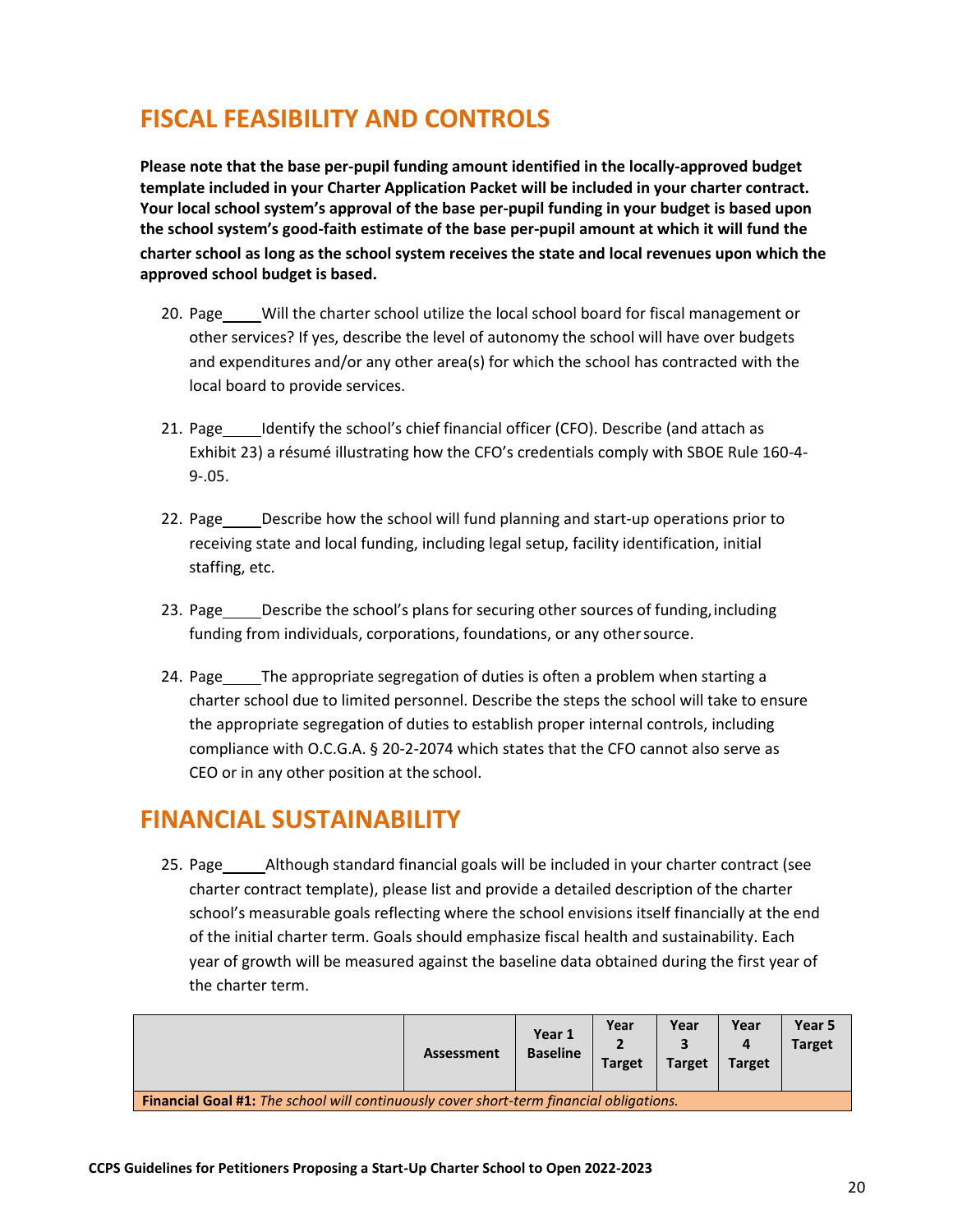## FISCAL FEASIBILITY AND CONTROLS

**Please note that the base per-pupil funding amount identified in the locally-approved budget template included in your Charter Application Packet will be included in your charter contract. Your local school system's approval of the base per-pupil funding in your budget is based upon the school system's good-faith estimate of the base per-pupil amount at which it will fund the charter school as long as the school system receives the state and local revenues upon which the approved school budget is based.**

20. Page____ Will the charter school utilize the local school board for fiscal management or other services? If yes, describe the level of autonomy the school will have over budgets and expenditures and/or any other area(s) for which the school has contracted with the local board to provide services.

21. Page____ Identify the school's chief financial officer (CFO). Describe (and attach as Exhibit 23) a résumé illustrating how the CFO's credentials comply with SBOE Rule 160-4-9-.05.

22. Page____ Describe how the school will fund planning and start-up operations prior to receiving state and local funding, including legal setup, facility identification, initial staffing, etc.

23. Page____ Describe the school's plans for securing other sources of funding, including funding from individuals, corporations, foundations, or any other source.

24. Page____ The appropriate segregation of duties is often a problem when starting a charter school due to limited personnel. Describe the steps the school will take to ensure the appropriate segregation of duties to establish proper internal controls, including compliance with O.C.G.A. § 20-2-2074 which states that the CFO cannot also serve as CEO or in any other position at the school.

## FINANCIAL SUSTAINABILITY

25. Page____ Although standard financial goals will be included in your charter contract (see charter contract template), please list and provide a detailed description of the charter school's measurable goals reflecting where the school envisions itself financially at the end of the initial charter term. Goals should emphasize fiscal health and sustainability. Each year of growth will be measured against the baseline data obtained during the first year of the charter term.

| | Assessment | Year 1 Baseline | Year 2 Target | Year 3 Target | Year 4 Target | Year 5 Target |
|---|---|---|---|---|---|---|
| **Financial Goal #1:** *The school will continuously cover short-term financial obligations.* | | | | | | |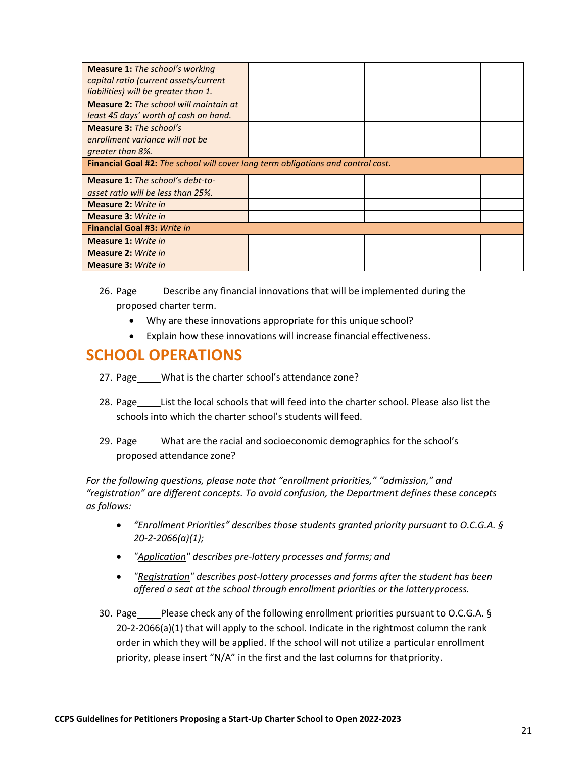| | | | | | | |
|---|---|---|---|---|---|---|
| **Measure 1:** *The school's working capital ratio (current assets/current liabilities) will be greater than 1.* | | | | | | |
| **Measure 2:** *The school will maintain at least 45 days' worth of cash on hand.* | | | | | | |
| **Measure 3:** *The school's enrollment variance will not be greater than 8%.* | | | | | | |
| **Financial Goal #2:** *The school will cover long term obligations and control cost.* | | | | | | |
| **Measure 1:** *The school's debt-to-asset ratio will be less than 25%.* | | | | | | |
| **Measure 2:** *Write in* | | | | | | |
| **Measure 3:** *Write in* | | | | | | |
| **Financial Goal #3:** *Write in* | | | | | | |
| **Measure 1:** *Write in* | | | | | | |
| **Measure 2:** *Write in* | | | | | | |
| **Measure 3:** *Write in* | | | | | | |

26. Page\_\_\_\_\_ Describe any financial innovations that will be implemented during the proposed charter term.
    - Why are these innovations appropriate for this unique school?
    - Explain how these innovations will increase financial effectiveness.

## SCHOOL OPERATIONS

27. Page\_\_\_\_\_ What is the charter school's attendance zone?

28. Page\_\_\_\_\_ List the local schools that will feed into the charter school. Please also list the schools into which the charter school's students will feed.

29. Page\_\_\_\_\_ What are the racial and socioeconomic demographics for the school's proposed attendance zone?

*For the following questions, please note that "enrollment priorities," "admission," and "registration" are different concepts. To avoid confusion, the Department defines these concepts as follows:*

- *"Enrollment Priorities" describes those students granted priority pursuant to O.C.G.A. § 20-2-2066(a)(1);*
- *"Application" describes pre-lottery processes and forms; and*
- *"Registration" describes post-lottery processes and forms after the student has been offered a seat at the school through enrollment priorities or the lottery process.*

30. Page\_\_\_\_\_ Please check any of the following enrollment priorities pursuant to O.C.G.A. § 20-2-2066(a)(1) that will apply to the school. Indicate in the rightmost column the rank order in which they will be applied. If the school will not utilize a particular enrollment priority, please insert "N/A" in the first and the last columns for that priority.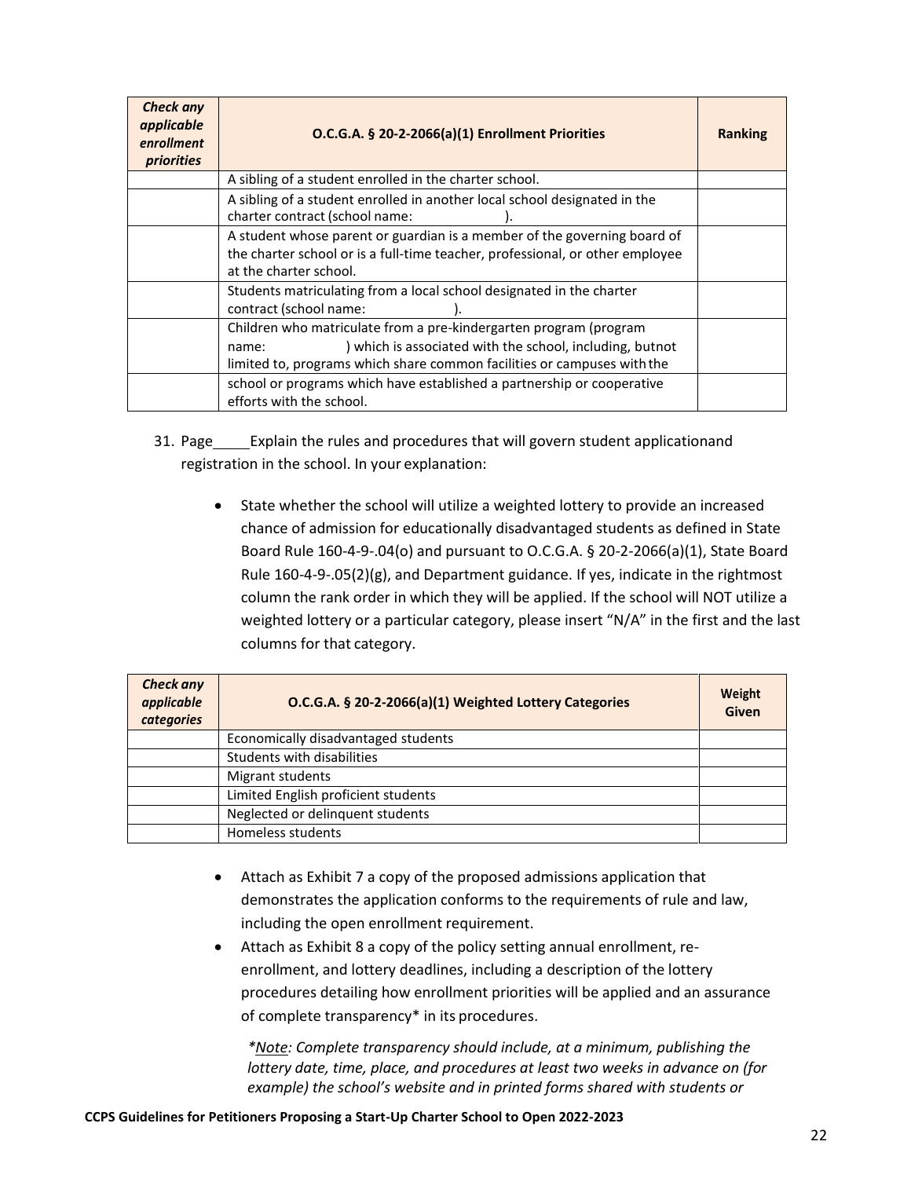| *Check any applicable enrollment priorities* | **O.C.G.A. § 20-2-2066(a)(1) Enrollment Priorities** | **Ranking** |
|---|---|---|
| | A sibling of a student enrolled in the charter school. | |
| | A sibling of a student enrolled in another local school designated in the charter contract (school name: ). | |
| | A student whose parent or guardian is a member of the governing board of the charter school or is a full-time teacher, professional, or other employee at the charter school. | |
| | Students matriculating from a local school designated in the charter contract (school name: ). | |
| | Children who matriculate from a pre-kindergarten program (program name: ) which is associated with the school, including, butnot limited to, programs which share common facilities or campuses with the | |
| | school or programs which have established a partnership or cooperative efforts with the school. | |

31. Page\_\_\_\_\_ Explain the rules and procedures that will govern student applicationand registration in the school. In your explanation:

    - State whether the school will utilize a weighted lottery to provide an increased chance of admission for educationally disadvantaged students as defined in State Board Rule 160-4-9-.04(o) and pursuant to O.C.G.A. § 20-2-2066(a)(1), State Board Rule 160-4-9-.05(2)(g), and Department guidance. If yes, indicate in the rightmost column the rank order in which they will be applied. If the school will NOT utilize a weighted lottery or a particular category, please insert "N/A" in the first and the last columns for that category.

| *Check any applicable categories* | **O.C.G.A. § 20-2-2066(a)(1) Weighted Lottery Categories** | **Weight Given** |
|---|---|---|
| | Economically disadvantaged students | |
| | Students with disabilities | |
| | Migrant students | |
| | Limited English proficient students | |
| | Neglected or delinquent students | |
| | Homeless students | |

    - Attach as Exhibit 7 a copy of the proposed admissions application that demonstrates the application conforms to the requirements of rule and law, including the open enrollment requirement.
    - Attach as Exhibit 8 a copy of the policy setting annual enrollment, re-enrollment, and lottery deadlines, including a description of the lottery procedures detailing how enrollment priorities will be applied and an assurance of complete transparency* in its procedures.

      *\*Note: Complete transparency should include, at a minimum, publishing the lottery date, time, place, and procedures at least two weeks in advance on (for example) the school's website and in printed forms shared with students or*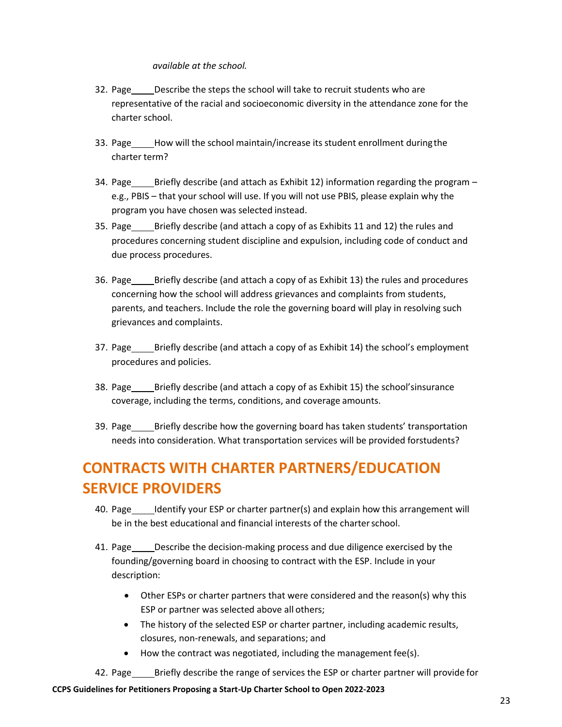*available at the school.*

32. Page\_\_\_\_\_Describe the steps the school will take to recruit students who are representative of the racial and socioeconomic diversity in the attendance zone for the charter school.

33. Page\_\_\_\_\_How will the school maintain/increase its student enrollment during the charter term?

34. Page\_\_\_\_\_Briefly describe (and attach as Exhibit 12) information regarding the program – e.g., PBIS – that your school will use. If you will not use PBIS, please explain why the program you have chosen was selected instead.

35. Page\_\_\_\_\_Briefly describe (and attach a copy of as Exhibits 11 and 12) the rules and procedures concerning student discipline and expulsion, including code of conduct and due process procedures.

36. Page\_\_\_\_\_Briefly describe (and attach a copy of as Exhibit 13) the rules and procedures concerning how the school will address grievances and complaints from students, parents, and teachers. Include the role the governing board will play in resolving such grievances and complaints.

37. Page\_\_\_\_\_Briefly describe (and attach a copy of as Exhibit 14) the school's employment procedures and policies.

38. Page\_\_\_\_\_Briefly describe (and attach a copy of as Exhibit 15) the school'sinsurance coverage, including the terms, conditions, and coverage amounts.

39. Page\_\_\_\_\_Briefly describe how the governing board has taken students' transportation needs into consideration. What transportation services will be provided forstudents?

# CONTRACTS WITH CHARTER PARTNERS/EDUCATION SERVICE PROVIDERS

40. Page\_\_\_\_\_Identify your ESP or charter partner(s) and explain how this arrangement will be in the best educational and financial interests of the charter school.

41. Page\_\_\_\_\_Describe the decision-making process and due diligence exercised by the founding/governing board in choosing to contract with the ESP. Include in your description:
    - Other ESPs or charter partners that were considered and the reason(s) why this ESP or partner was selected above all others;
    - The history of the selected ESP or charter partner, including academic results, closures, non-renewals, and separations; and
    - How the contract was negotiated, including the management fee(s).

42. Page\_\_\_\_\_Briefly describe the range of services the ESP or charter partner will provide for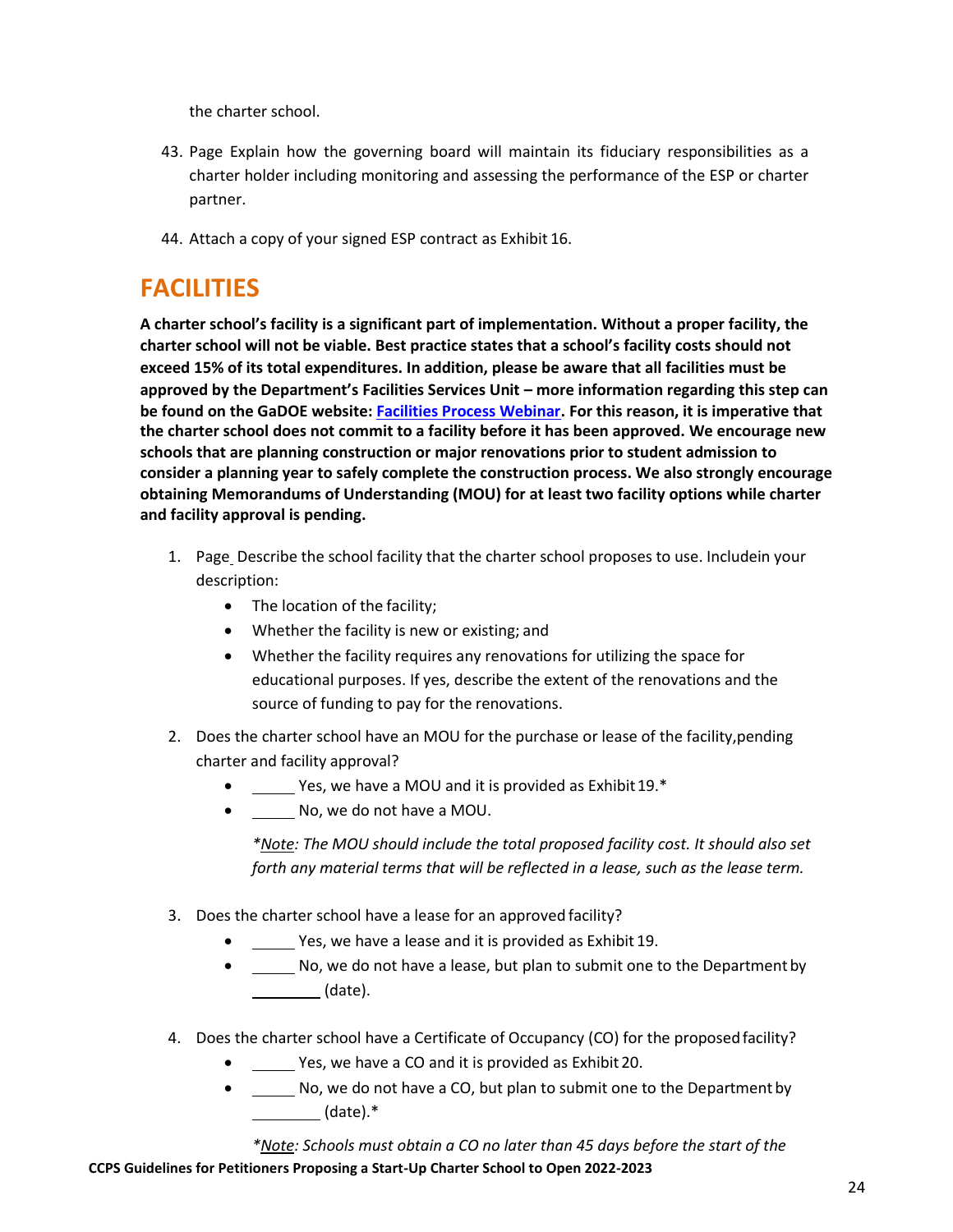the charter school.

43. Page Explain how the governing board will maintain its fiduciary responsibilities as a charter holder including monitoring and assessing the performance of the ESP or charter partner.

44. Attach a copy of your signed ESP contract as Exhibit 16.

# FACILITIES

**A charter school's facility is a significant part of implementation. Without a proper facility, the charter school will not be viable. Best practice states that a school's facility costs should not exceed 15% of its total expenditures. In addition, please be aware that all facilities must be approved by the Department's Facilities Services Unit – more information regarding this step can be found on the GaDOE website: Facilities Process Webinar. For this reason, it is imperative that the charter school does not commit to a facility before it has been approved. We encourage new schools that are planning construction or major renovations prior to student admission to consider a planning year to safely complete the construction process. We also strongly encourage obtaining Memorandums of Understanding (MOU) for at least two facility options while charter and facility approval is pending.**

1. Page Describe the school facility that the charter school proposes to use. Includein your description:
   - The location of the facility;
   - Whether the facility is new or existing; and
   - Whether the facility requires any renovations for utilizing the space for educational purposes. If yes, describe the extent of the renovations and the source of funding to pay for the renovations.

2. Does the charter school have an MOU for the purchase or lease of the facility,pending charter and facility approval?
   - _____ Yes, we have a MOU and it is provided as Exhibit 19.*
   - _____ No, we do not have a MOU.

   *\*Note: The MOU should include the total proposed facility cost. It should also set forth any material terms that will be reflected in a lease, such as the lease term.*

3. Does the charter school have a lease for an approved facility?
   - _____ Yes, we have a lease and it is provided as Exhibit 19.
   - _____ No, we do not have a lease, but plan to submit one to the Department by ________ (date).

4. Does the charter school have a Certificate of Occupancy (CO) for the proposed facility?
   - _____ Yes, we have a CO and it is provided as Exhibit 20.
   - _____ No, we do not have a CO, but plan to submit one to the Department by ________ (date).*

   *\*Note: Schools must obtain a CO no later than 45 days before the start of the*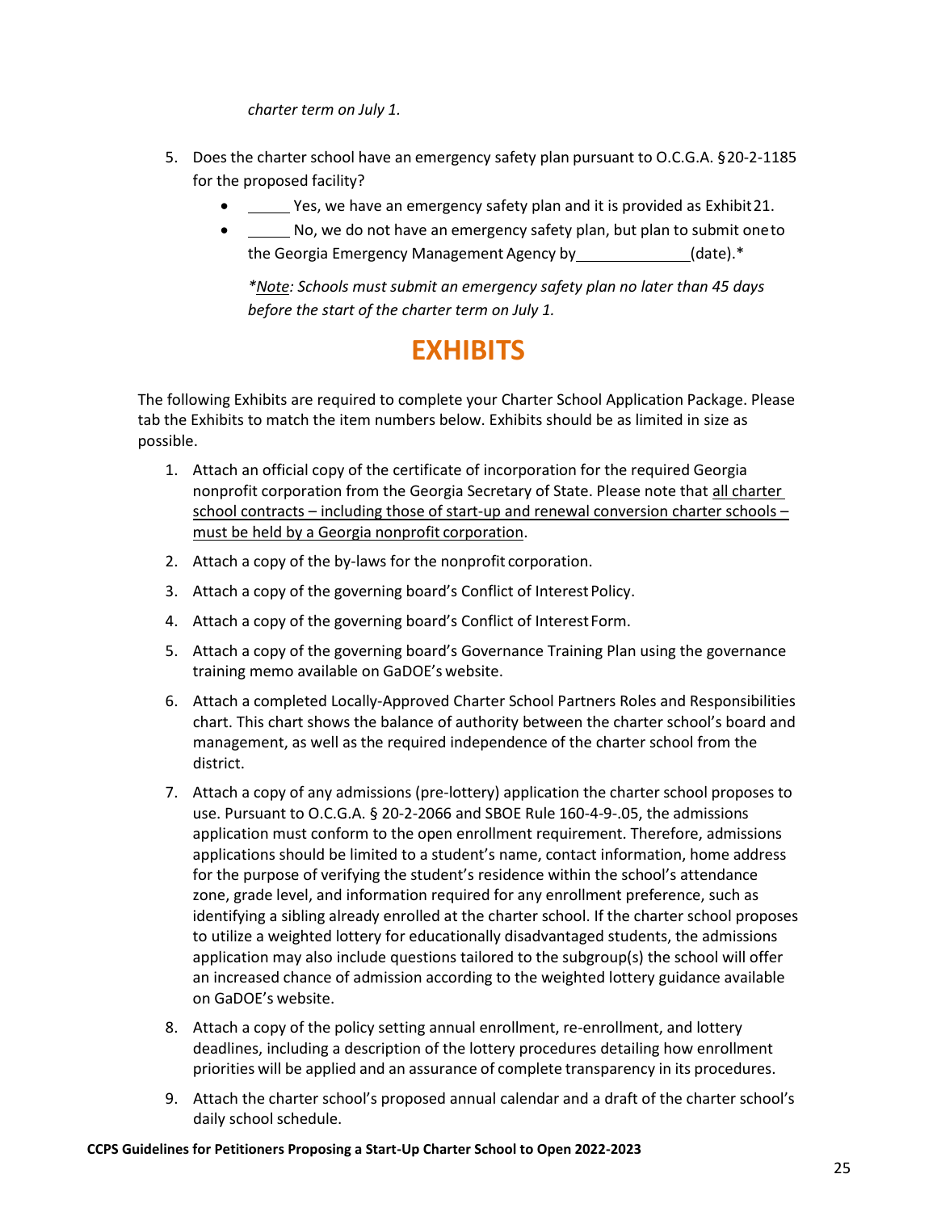*charter term on July 1.*

5. Does the charter school have an emergency safety plan pursuant to O.C.G.A. §20-2-1185 for the proposed facility?
   - _____ Yes, we have an emergency safety plan and it is provided as Exhibit 21.
   - _____ No, we do not have an emergency safety plan, but plan to submit one to the Georgia Emergency Management Agency by _____________(date).*

   *\*Note: Schools must submit an emergency safety plan no later than 45 days before the start of the charter term on July 1.*

# EXHIBITS

The following Exhibits are required to complete your Charter School Application Package. Please tab the Exhibits to match the item numbers below. Exhibits should be as limited in size as possible.

1. Attach an official copy of the certificate of incorporation for the required Georgia nonprofit corporation from the Georgia Secretary of State. Please note that all charter school contracts – including those of start-up and renewal conversion charter schools – must be held by a Georgia nonprofit corporation.
2. Attach a copy of the by-laws for the nonprofit corporation.
3. Attach a copy of the governing board's Conflict of Interest Policy.
4. Attach a copy of the governing board's Conflict of Interest Form.
5. Attach a copy of the governing board's Governance Training Plan using the governance training memo available on GaDOE's website.
6. Attach a completed Locally-Approved Charter School Partners Roles and Responsibilities chart. This chart shows the balance of authority between the charter school's board and management, as well as the required independence of the charter school from the district.
7. Attach a copy of any admissions (pre-lottery) application the charter school proposes to use. Pursuant to O.C.G.A. § 20-2-2066 and SBOE Rule 160-4-9-.05, the admissions application must conform to the open enrollment requirement. Therefore, admissions applications should be limited to a student's name, contact information, home address for the purpose of verifying the student's residence within the school's attendance zone, grade level, and information required for any enrollment preference, such as identifying a sibling already enrolled at the charter school. If the charter school proposes to utilize a weighted lottery for educationally disadvantaged students, the admissions application may also include questions tailored to the subgroup(s) the school will offer an increased chance of admission according to the weighted lottery guidance available on GaDOE's website.
8. Attach a copy of the policy setting annual enrollment, re-enrollment, and lottery deadlines, including a description of the lottery procedures detailing how enrollment priorities will be applied and an assurance of complete transparency in its procedures.
9. Attach the charter school's proposed annual calendar and a draft of the charter school's daily school schedule.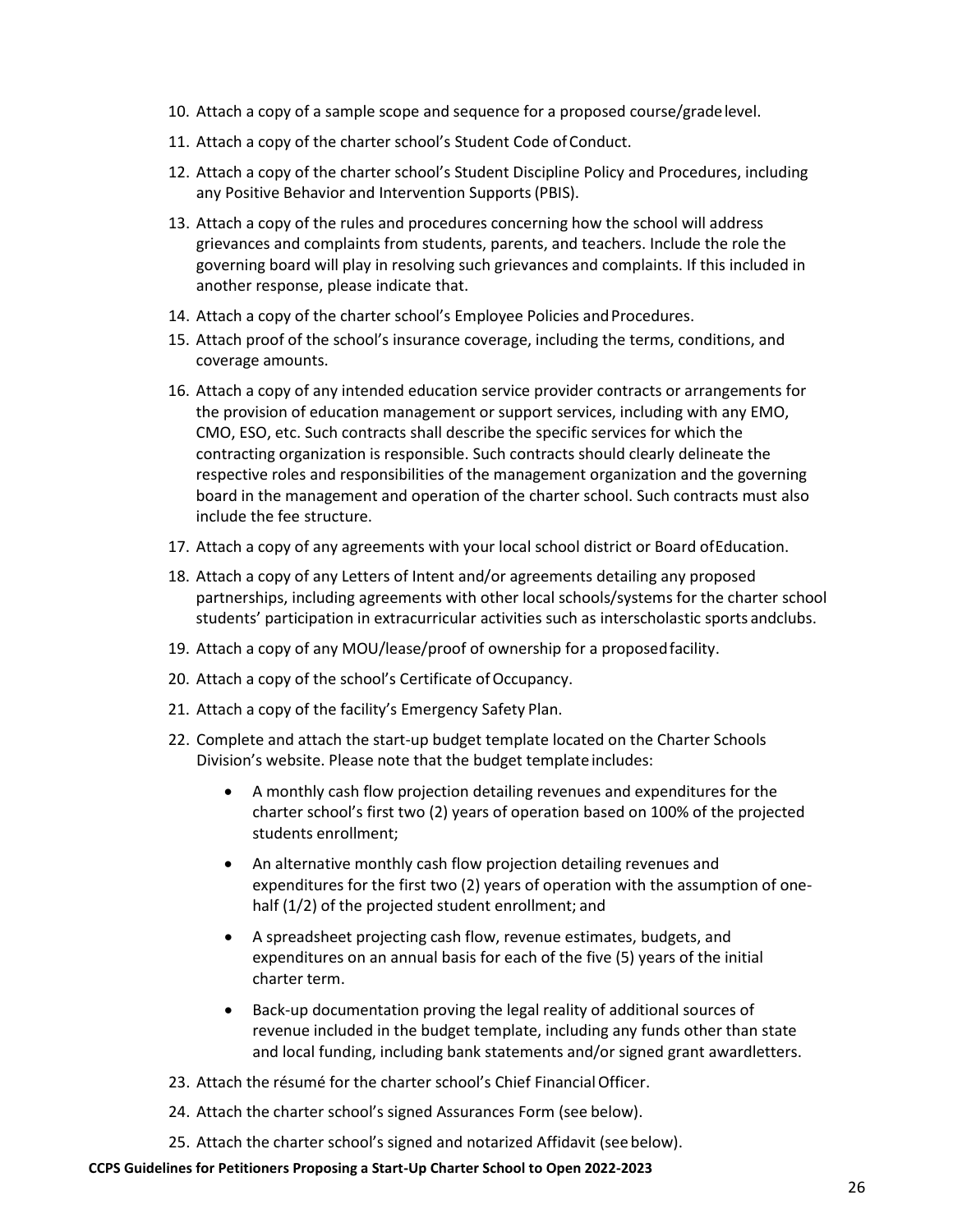10. Attach a copy of a sample scope and sequence for a proposed course/grade level.
11. Attach a copy of the charter school's Student Code of Conduct.
12. Attach a copy of the charter school's Student Discipline Policy and Procedures, including any Positive Behavior and Intervention Supports (PBIS).
13. Attach a copy of the rules and procedures concerning how the school will address grievances and complaints from students, parents, and teachers. Include the role the governing board will play in resolving such grievances and complaints. If this included in another response, please indicate that.
14. Attach a copy of the charter school's Employee Policies and Procedures.
15. Attach proof of the school's insurance coverage, including the terms, conditions, and coverage amounts.
16. Attach a copy of any intended education service provider contracts or arrangements for the provision of education management or support services, including with any EMO, CMO, ESO, etc. Such contracts shall describe the specific services for which the contracting organization is responsible. Such contracts should clearly delineate the respective roles and responsibilities of the management organization and the governing board in the management and operation of the charter school. Such contracts must also include the fee structure.
17. Attach a copy of any agreements with your local school district or Board of Education.
18. Attach a copy of any Letters of Intent and/or agreements detailing any proposed partnerships, including agreements with other local schools/systems for the charter school students' participation in extracurricular activities such as interscholastic sports and clubs.
19. Attach a copy of any MOU/lease/proof of ownership for a proposed facility.
20. Attach a copy of the school's Certificate of Occupancy.
21. Attach a copy of the facility's Emergency Safety Plan.
22. Complete and attach the start-up budget template located on the Charter Schools Division's website. Please note that the budget template includes:
    - A monthly cash flow projection detailing revenues and expenditures for the charter school's first two (2) years of operation based on 100% of the projected students enrollment;
    - An alternative monthly cash flow projection detailing revenues and expenditures for the first two (2) years of operation with the assumption of one-half (1/2) of the projected student enrollment; and
    - A spreadsheet projecting cash flow, revenue estimates, budgets, and expenditures on an annual basis for each of the five (5) years of the initial charter term.
    - Back-up documentation proving the legal reality of additional sources of revenue included in the budget template, including any funds other than state and local funding, including bank statements and/or signed grant award letters.
23. Attach the résumé for the charter school's Chief Financial Officer.
24. Attach the charter school's signed Assurances Form (see below).
25. Attach the charter school's signed and notarized Affidavit (see below).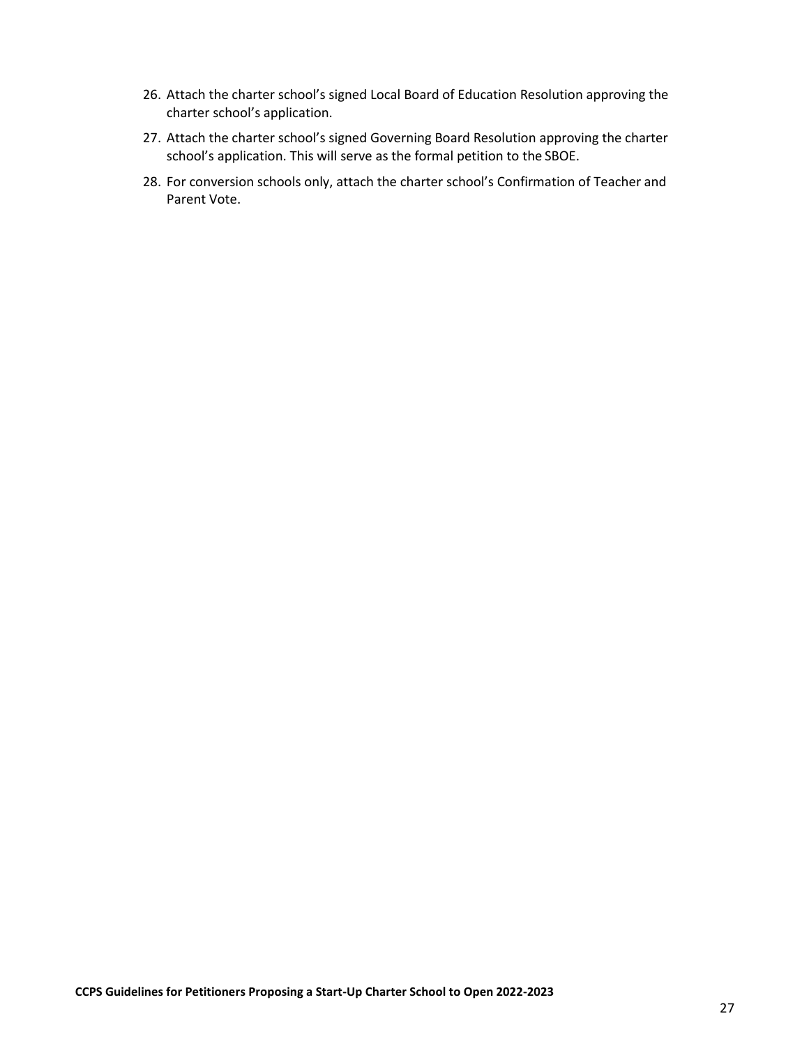26. Attach the charter school's signed Local Board of Education Resolution approving the charter school's application.
27. Attach the charter school's signed Governing Board Resolution approving the charter school's application. This will serve as the formal petition to the SBOE.
28. For conversion schools only, attach the charter school's Confirmation of Teacher and Parent Vote.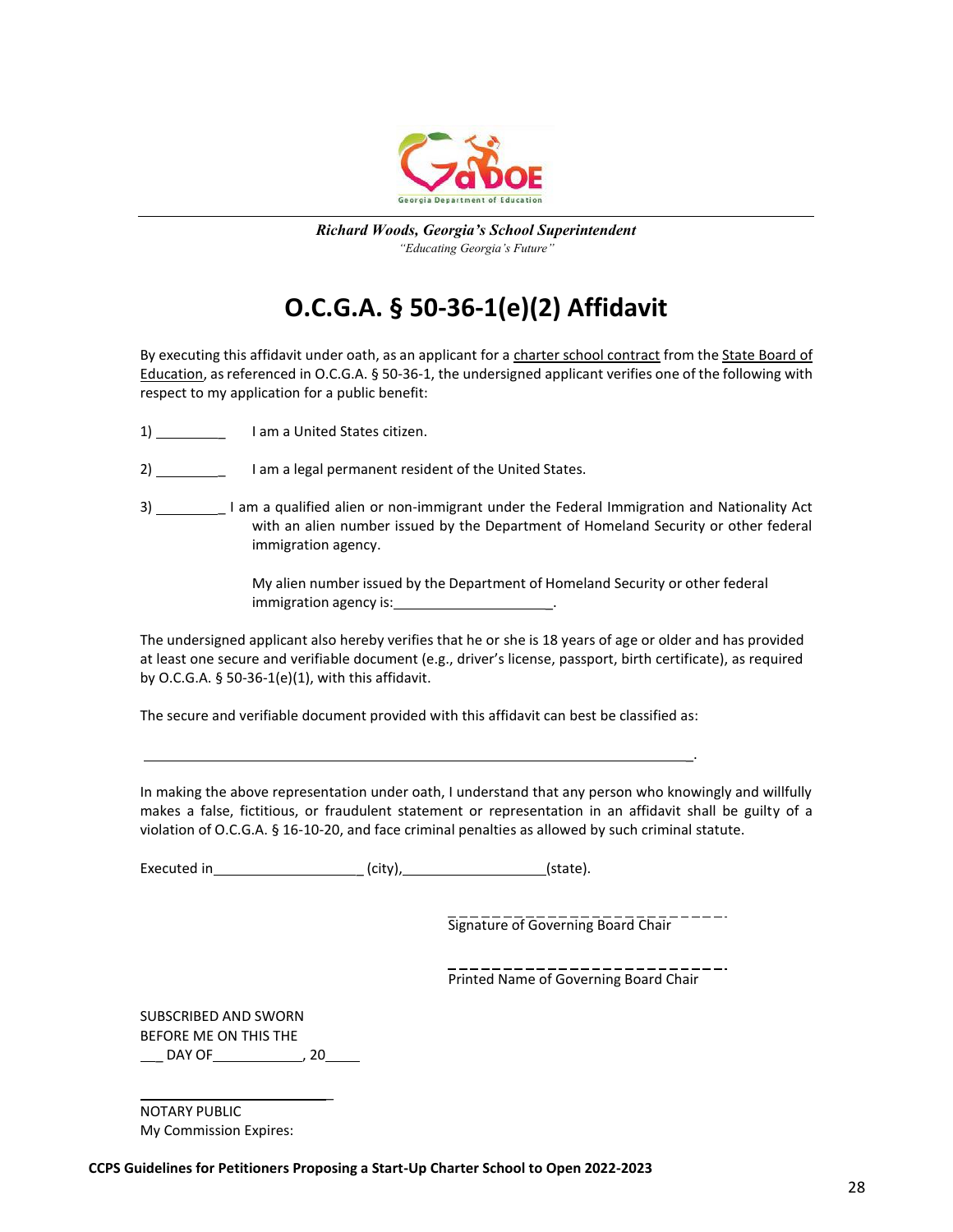Richard Woods, Georgia's School Superintendent
"Educating Georgia's Future"

# O.C.G.A. § 50-36-1(e)(2) Affidavit

By executing this affidavit under oath, as an applicant for a charter school contract from the State Board of Education, as referenced in O.C.G.A. § 50-36-1, the undersigned applicant verifies one of the following with respect to my application for a public benefit:

1) _________ I am a United States citizen.

2) _________ I am a legal permanent resident of the United States.

3) _________ I am a qualified alien or non-immigrant under the Federal Immigration and Nationality Act with an alien number issued by the Department of Homeland Security or other federal immigration agency.

My alien number issued by the Department of Homeland Security or other federal immigration agency is:_____________________.

The undersigned applicant also hereby verifies that he or she is 18 years of age or older and has provided at least one secure and verifiable document (e.g., driver's license, passport, birth certificate), as required by O.C.G.A. § 50-36-1(e)(1), with this affidavit.

The secure and verifiable document provided with this affidavit can best be classified as:

_____________________________________________________________________.

In making the above representation under oath, I understand that any person who knowingly and willfully makes a false, fictitious, or fraudulent statement or representation in an affidavit shall be guilty of a violation of O.C.G.A. § 16-10-20, and face criminal penalties as allowed by such criminal statute.

Executed in____________________ (city),___________________(state).

_________________________
Signature of Governing Board Chair

_________________________
Printed Name of Governing Board Chair

SUBSCRIBED AND SWORN
BEFORE ME ON THIS THE
___ DAY OF____________, 20____

_________________________
NOTARY PUBLIC
My Commission Expires:

**CCPS Guidelines for Petitioners Proposing a Start-Up Charter School to Open 2022-2023**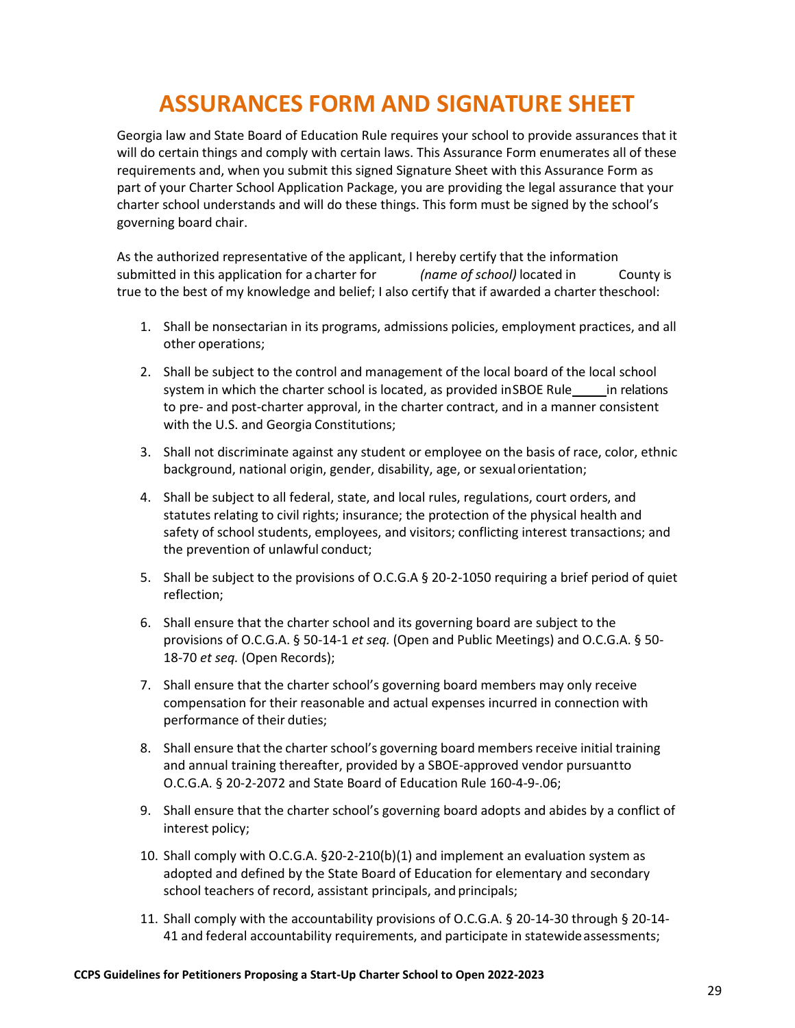# ASSURANCES FORM AND SIGNATURE SHEET

Georgia law and State Board of Education Rule requires your school to provide assurances that it will do certain things and comply with certain laws. This Assurance Form enumerates all of these requirements and, when you submit this signed Signature Sheet with this Assurance Form as part of your Charter School Application Package, you are providing the legal assurance that your charter school understands and will do these things. This form must be signed by the school's governing board chair.

As the authorized representative of the applicant, I hereby certify that the information submitted in this application for a charter for *(name of school)* located in County is true to the best of my knowledge and belief; I also certify that if awarded a charter the school:

1. Shall be nonsectarian in its programs, admissions policies, employment practices, and all other operations;
2. Shall be subject to the control and management of the local board of the local school system in which the charter school is located, as provided in SBOE Rule _____ in relations to pre- and post-charter approval, in the charter contract, and in a manner consistent with the U.S. and Georgia Constitutions;
3. Shall not discriminate against any student or employee on the basis of race, color, ethnic background, national origin, gender, disability, age, or sexual orientation;
4. Shall be subject to all federal, state, and local rules, regulations, court orders, and statutes relating to civil rights; insurance; the protection of the physical health and safety of school students, employees, and visitors; conflicting interest transactions; and the prevention of unlawful conduct;
5. Shall be subject to the provisions of O.C.G.A § 20-2-1050 requiring a brief period of quiet reflection;
6. Shall ensure that the charter school and its governing board are subject to the provisions of O.C.G.A. § 50-14-1 *et seq.* (Open and Public Meetings) and O.C.G.A. § 50-18-70 *et seq.* (Open Records);
7. Shall ensure that the charter school's governing board members may only receive compensation for their reasonable and actual expenses incurred in connection with performance of their duties;
8. Shall ensure that the charter school's governing board members receive initial training and annual training thereafter, provided by a SBOE-approved vendor pursuant to O.C.G.A. § 20-2-2072 and State Board of Education Rule 160-4-9-.06;
9. Shall ensure that the charter school's governing board adopts and abides by a conflict of interest policy;
10. Shall comply with O.C.G.A. §20-2-210(b)(1) and implement an evaluation system as adopted and defined by the State Board of Education for elementary and secondary school teachers of record, assistant principals, and principals;
11. Shall comply with the accountability provisions of O.C.G.A. § 20-14-30 through § 20-14-41 and federal accountability requirements, and participate in statewide assessments;

**CCPS Guidelines for Petitioners Proposing a Start-Up Charter School to Open 2022-2023**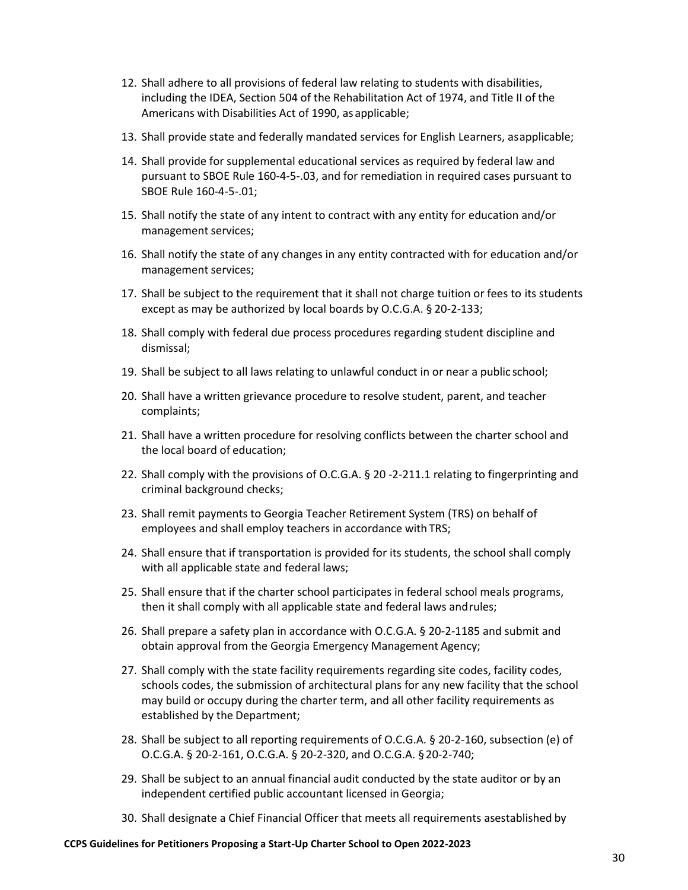12. Shall adhere to all provisions of federal law relating to students with disabilities, including the IDEA, Section 504 of the Rehabilitation Act of 1974, and Title II of the Americans with Disabilities Act of 1990, as applicable;
13. Shall provide state and federally mandated services for English Learners, as applicable;
14. Shall provide for supplemental educational services as required by federal law and pursuant to SBOE Rule 160-4-5-.03, and for remediation in required cases pursuant to SBOE Rule 160-4-5-.01;
15. Shall notify the state of any intent to contract with any entity for education and/or management services;
16. Shall notify the state of any changes in any entity contracted with for education and/or management services;
17. Shall be subject to the requirement that it shall not charge tuition or fees to its students except as may be authorized by local boards by O.C.G.A. § 20-2-133;
18. Shall comply with federal due process procedures regarding student discipline and dismissal;
19. Shall be subject to all laws relating to unlawful conduct in or near a public school;
20. Shall have a written grievance procedure to resolve student, parent, and teacher complaints;
21. Shall have a written procedure for resolving conflicts between the charter school and the local board of education;
22. Shall comply with the provisions of O.C.G.A. § 20 -2-211.1 relating to fingerprinting and criminal background checks;
23. Shall remit payments to Georgia Teacher Retirement System (TRS) on behalf of employees and shall employ teachers in accordance with TRS;
24. Shall ensure that if transportation is provided for its students, the school shall comply with all applicable state and federal laws;
25. Shall ensure that if the charter school participates in federal school meals programs, then it shall comply with all applicable state and federal laws and rules;
26. Shall prepare a safety plan in accordance with O.C.G.A. § 20-2-1185 and submit and obtain approval from the Georgia Emergency Management Agency;
27. Shall comply with the state facility requirements regarding site codes, facility codes, schools codes, the submission of architectural plans for any new facility that the school may build or occupy during the charter term, and all other facility requirements as established by the Department;
28. Shall be subject to all reporting requirements of O.C.G.A. § 20-2-160, subsection (e) of O.C.G.A. § 20-2-161, O.C.G.A. § 20-2-320, and O.C.G.A. § 20-2-740;
29. Shall be subject to an annual financial audit conducted by the state auditor or by an independent certified public accountant licensed in Georgia;
30. Shall designate a Chief Financial Officer that meets all requirements as established by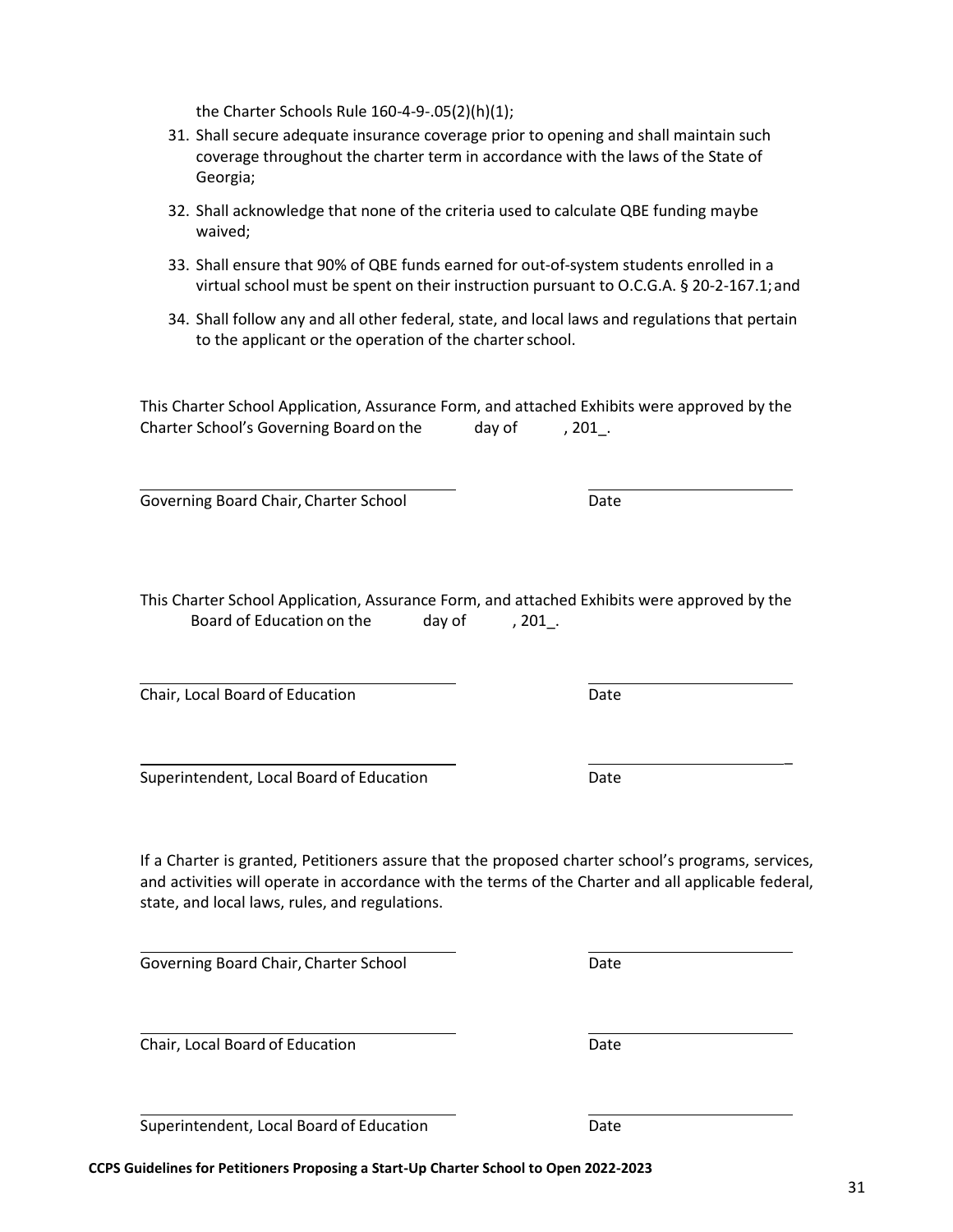the Charter Schools Rule 160-4-9-.05(2)(h)(1);

31. Shall secure adequate insurance coverage prior to opening and shall maintain such coverage throughout the charter term in accordance with the laws of the State of Georgia;
32. Shall acknowledge that none of the criteria used to calculate QBE funding maybe waived;
33. Shall ensure that 90% of QBE funds earned for out-of-system students enrolled in a virtual school must be spent on their instruction pursuant to O.C.G.A. § 20-2-167.1; and
34. Shall follow any and all other federal, state, and local laws and regulations that pertain to the applicant or the operation of the charter school.

This Charter School Application, Assurance Form, and attached Exhibits were approved by the Charter School's Governing Board on the day of , 201_.

| | |
|---|---|
| Governing Board Chair, Charter School | Date |

This Charter School Application, Assurance Form, and attached Exhibits were approved by the Board of Education on the day of , 201_.

| | |
|---|---|
| Chair, Local Board of Education | Date |
| Superintendent, Local Board of Education | Date |

If a Charter is granted, Petitioners assure that the proposed charter school's programs, services, and activities will operate in accordance with the terms of the Charter and all applicable federal, state, and local laws, rules, and regulations.

| | |
|---|---|
| Governing Board Chair, Charter School | Date |
| Chair, Local Board of Education | Date |
| Superintendent, Local Board of Education | Date |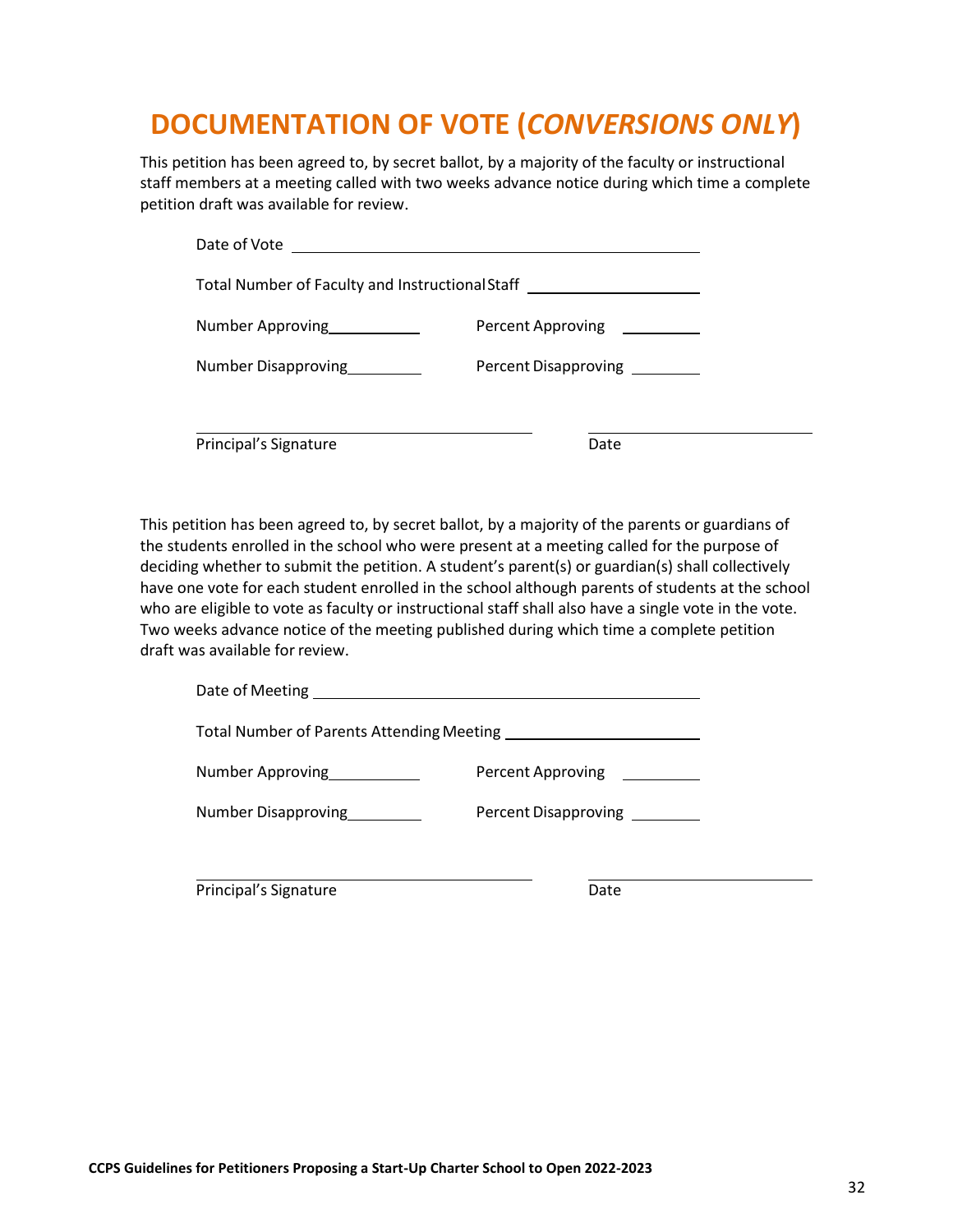# DOCUMENTATION OF VOTE (*CONVERSIONS ONLY*)

This petition has been agreed to, by secret ballot, by a majority of the faculty or instructional staff members at a meeting called with two weeks advance notice during which time a complete petition draft was available for review.

Date of Vote ______________________________

Total Number of Faculty and Instructional Staff ______________

Number Approving__________ Percent Approving ________

Number Disapproving________ Percent Disapproving ________

______________________________ ____________________

Principal's Signature Date

This petition has been agreed to, by secret ballot, by a majority of the parents or guardians of the students enrolled in the school who were present at a meeting called for the purpose of deciding whether to submit the petition. A student's parent(s) or guardian(s) shall collectively have one vote for each student enrolled in the school although parents of students at the school who are eligible to vote as faculty or instructional staff shall also have a single vote in the vote. Two weeks advance notice of the meeting published during which time a complete petition draft was available for review.

Date of Meeting ______________________________

Total Number of Parents Attending Meeting ________________

Number Approving__________ Percent Approving ________

Number Disapproving________ Percent Disapproving ________

______________________________ ____________________

Principal's Signature Date

CCPS Guidelines for Petitioners Proposing a Start-Up Charter School to Open 2022-2023